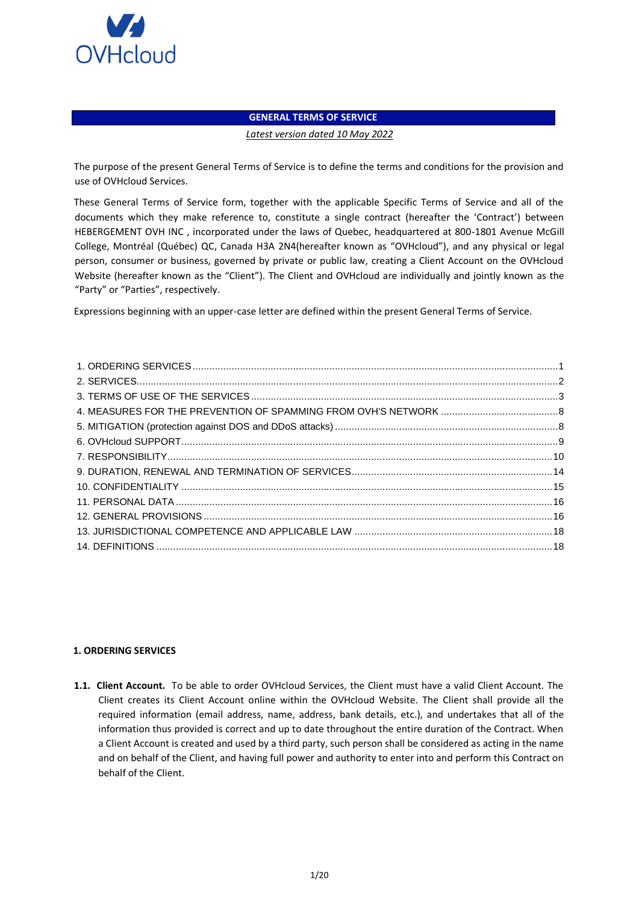# GENERAL TERMS OF SERVICE

*Latest version dated 10 May 2022*

The purpose of the present General Terms of Service is to define the terms and conditions for the provision and use of OVHcloud Services.

These General Terms of Service form, together with the applicable Specific Terms of Service and all of the documents which they make reference to, constitute a single contract (hereafter the 'Contract') between HEBERGEMENT OVH INC , incorporated under the laws of Quebec, headquartered at 800-1801 Avenue McGill College, Montréal (Québec) QC, Canada H3A 2N4(hereafter known as "OVHcloud"), and any physical or legal person, consumer or business, governed by private or public law, creating a Client Account on the OVHcloud Website (hereafter known as the "Client"). The Client and OVHcloud are individually and jointly known as the "Party" or "Parties", respectively.

Expressions beginning with an upper-case letter are defined within the present General Terms of Service.

1. ORDERING SERVICES .......... 1
2. SERVICES .......... 2
3. TERMS OF USE OF THE SERVICES .......... 3
4. MEASURES FOR THE PREVENTION OF SPAMMING FROM OVH'S NETWORK .......... 8
5. MITIGATION (protection against DOS and DDoS attacks) .......... 8
6. OVHcloud SUPPORT .......... 9
7. RESPONSIBILITY .......... 10
9. DURATION, RENEWAL AND TERMINATION OF SERVICES .......... 14
10. CONFIDENTIALITY .......... 15
11. PERSONAL DATA .......... 16
12. GENERAL PROVISIONS .......... 16
13. JURISDICTIONAL COMPETENCE AND APPLICABLE LAW .......... 18
14. DEFINITIONS .......... 18

## 1. ORDERING SERVICES

**1.1. Client Account.** To be able to order OVHcloud Services, the Client must have a valid Client Account. The Client creates its Client Account online within the OVHcloud Website. The Client shall provide all the required information (email address, name, address, bank details, etc.), and undertakes that all of the information thus provided is correct and up to date throughout the entire duration of the Contract. When a Client Account is created and used by a third party, such person shall be considered as acting in the name and on behalf of the Client, and having full power and authority to enter into and perform this Contract on behalf of the Client.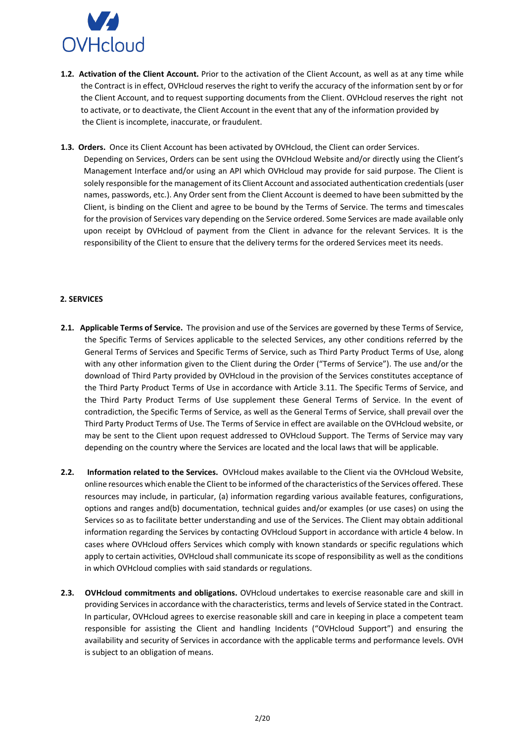**1.2. Activation of the Client Account.** Prior to the activation of the Client Account, as well as at any time while the Contract is in effect, OVHcloud reserves the right to verify the accuracy of the information sent by or for the Client Account, and to request supporting documents from the Client. OVHcloud reserves the right not to activate, or to deactivate, the Client Account in the event that any of the information provided by the Client is incomplete, inaccurate, or fraudulent.

**1.3. Orders.** Once its Client Account has been activated by OVHcloud, the Client can order Services. Depending on Services, Orders can be sent using the OVHcloud Website and/or directly using the Client's Management Interface and/or using an API which OVHcloud may provide for said purpose. The Client is solely responsible for the management of its Client Account and associated authentication credentials (user names, passwords, etc.). Any Order sent from the Client Account is deemed to have been submitted by the Client, is binding on the Client and agree to be bound by the Terms of Service. The terms and timescales for the provision of Services vary depending on the Service ordered. Some Services are made available only upon receipt by OVHcloud of payment from the Client in advance for the relevant Services. It is the responsibility of the Client to ensure that the delivery terms for the ordered Services meet its needs.

## 2. SERVICES

**2.1. Applicable Terms of Service.** The provision and use of the Services are governed by these Terms of Service, the Specific Terms of Services applicable to the selected Services, any other conditions referred by the General Terms of Services and Specific Terms of Service, such as Third Party Product Terms of Use, along with any other information given to the Client during the Order ("Terms of Service"). The use and/or the download of Third Party provided by OVHcloud in the provision of the Services constitutes acceptance of the Third Party Product Terms of Use in accordance with Article 3.11. The Specific Terms of Service, and the Third Party Product Terms of Use supplement these General Terms of Service. In the event of contradiction, the Specific Terms of Service, as well as the General Terms of Service, shall prevail over the Third Party Product Terms of Use. The Terms of Service in effect are available on the OVHcloud website, or may be sent to the Client upon request addressed to OVHcloud Support. The Terms of Service may vary depending on the country where the Services are located and the local laws that will be applicable.

**2.2. Information related to the Services.** OVHcloud makes available to the Client via the OVHcloud Website, online resources which enable the Client to be informed of the characteristics of the Services offered. These resources may include, in particular, (a) information regarding various available features, configurations, options and ranges and(b) documentation, technical guides and/or examples (or use cases) on using the Services so as to facilitate better understanding and use of the Services. The Client may obtain additional information regarding the Services by contacting OVHcloud Support in accordance with article 4 below. In cases where OVHcloud offers Services which comply with known standards or specific regulations which apply to certain activities, OVHcloud shall communicate its scope of responsibility as well as the conditions in which OVHcloud complies with said standards or regulations.

**2.3. OVHcloud commitments and obligations.** OVHcloud undertakes to exercise reasonable care and skill in providing Services in accordance with the characteristics, terms and levels of Service stated in the Contract. In particular, OVHcloud agrees to exercise reasonable skill and care in keeping in place a competent team responsible for assisting the Client and handling Incidents ("OVHcloud Support") and ensuring the availability and security of Services in accordance with the applicable terms and performance levels. OVH is subject to an obligation of means.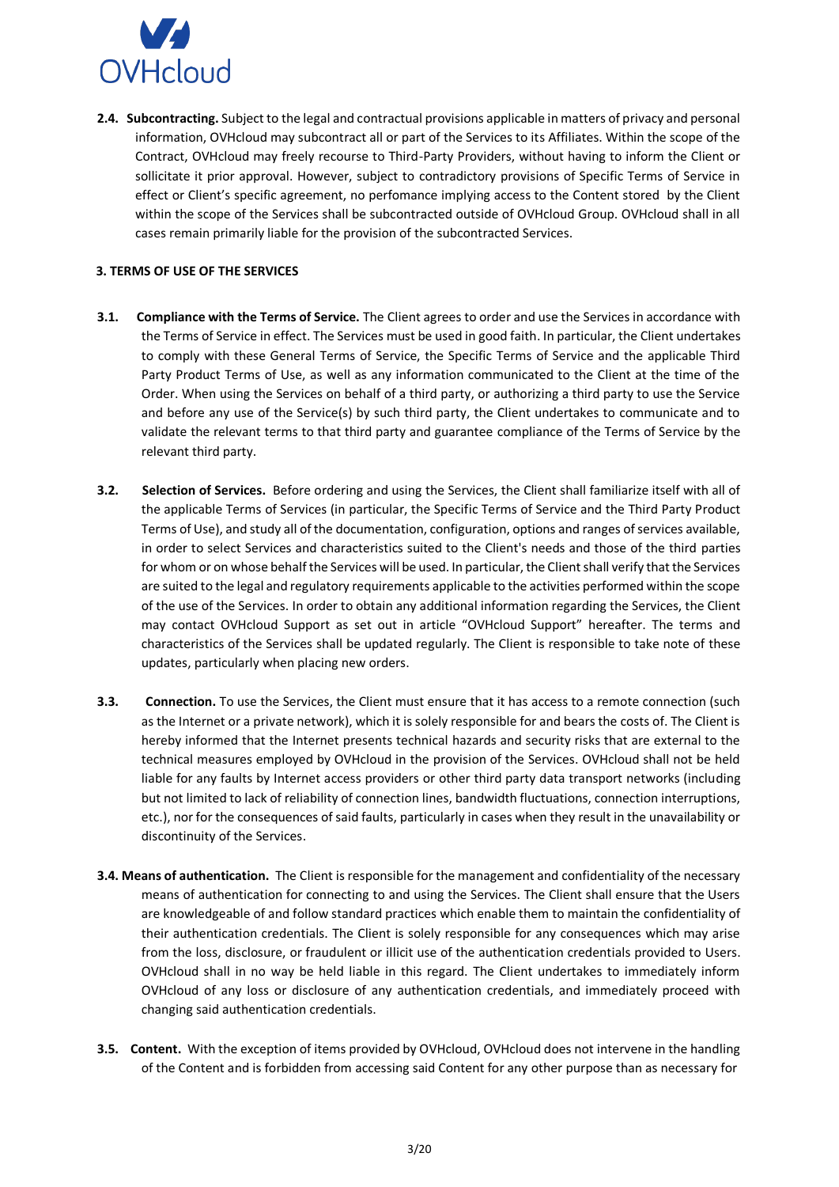**2.4. Subcontracting.** Subject to the legal and contractual provisions applicable in matters of privacy and personal information, OVHcloud may subcontract all or part of the Services to its Affiliates. Within the scope of the Contract, OVHcloud may freely recourse to Third-Party Providers, without having to inform the Client or sollicitate it prior approval. However, subject to contradictory provisions of Specific Terms of Service in effect or Client's specific agreement, no perfomance implying access to the Content stored by the Client within the scope of the Services shall be subcontracted outside of OVHcloud Group. OVHcloud shall in all cases remain primarily liable for the provision of the subcontracted Services.

## 3. TERMS OF USE OF THE SERVICES

**3.1. Compliance with the Terms of Service.** The Client agrees to order and use the Services in accordance with the Terms of Service in effect. The Services must be used in good faith. In particular, the Client undertakes to comply with these General Terms of Service, the Specific Terms of Service and the applicable Third Party Product Terms of Use, as well as any information communicated to the Client at the time of the Order. When using the Services on behalf of a third party, or authorizing a third party to use the Service and before any use of the Service(s) by such third party, the Client undertakes to communicate and to validate the relevant terms to that third party and guarantee compliance of the Terms of Service by the relevant third party.

**3.2. Selection of Services.** Before ordering and using the Services, the Client shall familiarize itself with all of the applicable Terms of Services (in particular, the Specific Terms of Service and the Third Party Product Terms of Use), and study all of the documentation, configuration, options and ranges of services available, in order to select Services and characteristics suited to the Client's needs and those of the third parties for whom or on whose behalf the Services will be used. In particular, the Client shall verify that the Services are suited to the legal and regulatory requirements applicable to the activities performed within the scope of the use of the Services. In order to obtain any additional information regarding the Services, the Client may contact OVHcloud Support as set out in article "OVHcloud Support" hereafter. The terms and characteristics of the Services shall be updated regularly. The Client is responsible to take note of these updates, particularly when placing new orders.

**3.3. Connection.** To use the Services, the Client must ensure that it has access to a remote connection (such as the Internet or a private network), which it is solely responsible for and bears the costs of. The Client is hereby informed that the Internet presents technical hazards and security risks that are external to the technical measures employed by OVHcloud in the provision of the Services. OVHcloud shall not be held liable for any faults by Internet access providers or other third party data transport networks (including but not limited to lack of reliability of connection lines, bandwidth fluctuations, connection interruptions, etc.), nor for the consequences of said faults, particularly in cases when they result in the unavailability or discontinuity of the Services.

**3.4. Means of authentication.** The Client is responsible for the management and confidentiality of the necessary means of authentication for connecting to and using the Services. The Client shall ensure that the Users are knowledgeable of and follow standard practices which enable them to maintain the confidentiality of their authentication credentials. The Client is solely responsible for any consequences which may arise from the loss, disclosure, or fraudulent or illicit use of the authentication credentials provided to Users. OVHcloud shall in no way be held liable in this regard. The Client undertakes to immediately inform OVHcloud of any loss or disclosure of any authentication credentials, and immediately proceed with changing said authentication credentials.

**3.5. Content.** With the exception of items provided by OVHcloud, OVHcloud does not intervene in the handling of the Content and is forbidden from accessing said Content for any other purpose than as necessary for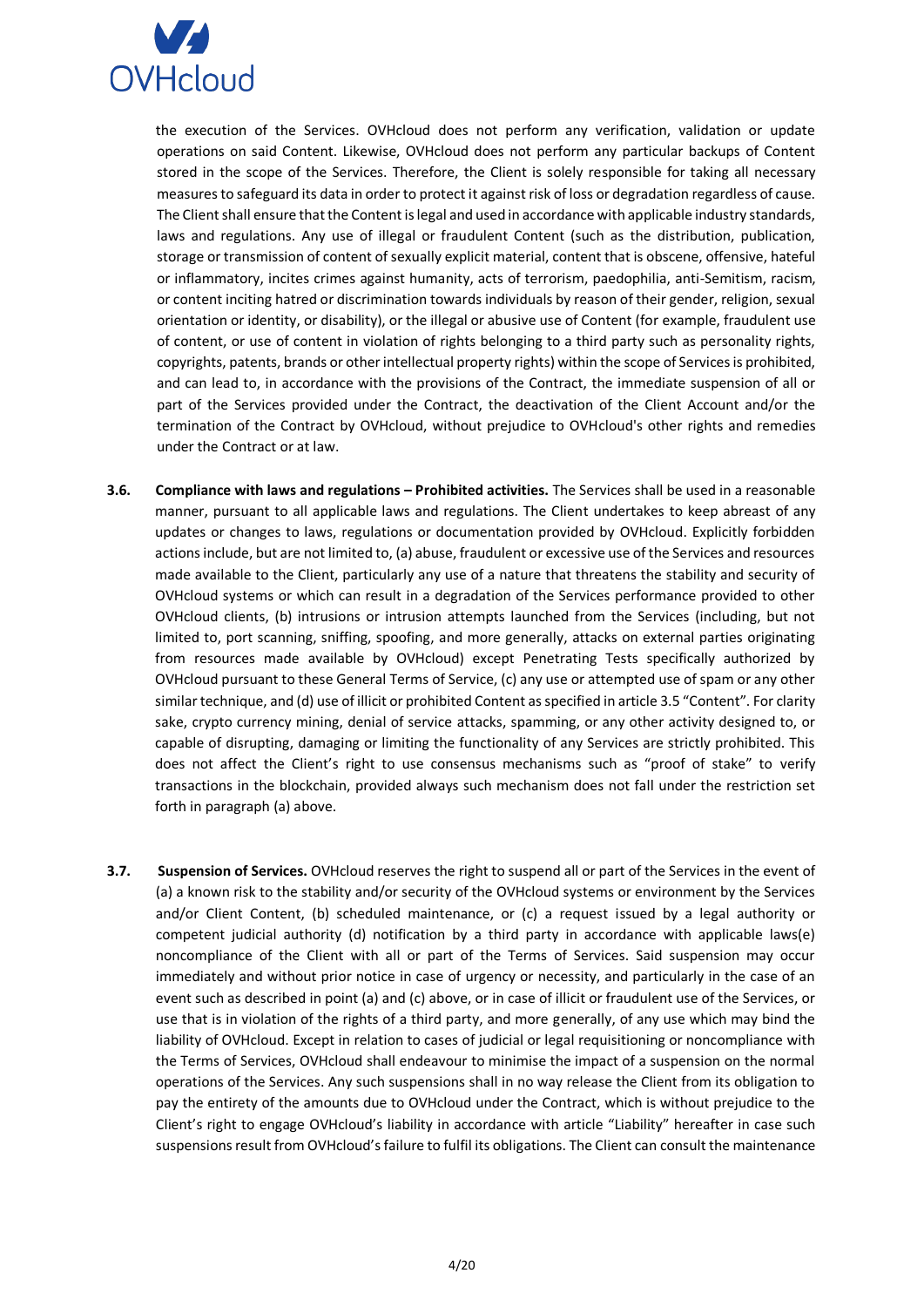the execution of the Services. OVHcloud does not perform any verification, validation or update operations on said Content. Likewise, OVHcloud does not perform any particular backups of Content stored in the scope of the Services. Therefore, the Client is solely responsible for taking all necessary measures to safeguard its data in order to protect it against risk of loss or degradation regardless of cause. The Client shall ensure that the Content is legal and used in accordance with applicable industry standards, laws and regulations. Any use of illegal or fraudulent Content (such as the distribution, publication, storage or transmission of content of sexually explicit material, content that is obscene, offensive, hateful or inflammatory, incites crimes against humanity, acts of terrorism, paedophilia, anti-Semitism, racism, or content inciting hatred or discrimination towards individuals by reason of their gender, religion, sexual orientation or identity, or disability), or the illegal or abusive use of Content (for example, fraudulent use of content, or use of content in violation of rights belonging to a third party such as personality rights, copyrights, patents, brands or other intellectual property rights) within the scope of Services is prohibited, and can lead to, in accordance with the provisions of the Contract, the immediate suspension of all or part of the Services provided under the Contract, the deactivation of the Client Account and/or the termination of the Contract by OVHcloud, without prejudice to OVHcloud's other rights and remedies under the Contract or at law.

**3.6. Compliance with laws and regulations – Prohibited activities.** The Services shall be used in a reasonable manner, pursuant to all applicable laws and regulations. The Client undertakes to keep abreast of any updates or changes to laws, regulations or documentation provided by OVHcloud. Explicitly forbidden actions include, but are not limited to, (a) abuse, fraudulent or excessive use of the Services and resources made available to the Client, particularly any use of a nature that threatens the stability and security of OVHcloud systems or which can result in a degradation of the Services performance provided to other OVHcloud clients, (b) intrusions or intrusion attempts launched from the Services (including, but not limited to, port scanning, sniffing, spoofing, and more generally, attacks on external parties originating from resources made available by OVHcloud) except Penetrating Tests specifically authorized by OVHcloud pursuant to these General Terms of Service, (c) any use or attempted use of spam or any other similar technique, and (d) use of illicit or prohibited Content as specified in article 3.5 "Content". For clarity sake, crypto currency mining, denial of service attacks, spamming, or any other activity designed to, or capable of disrupting, damaging or limiting the functionality of any Services are strictly prohibited. This does not affect the Client's right to use consensus mechanisms such as "proof of stake" to verify transactions in the blockchain, provided always such mechanism does not fall under the restriction set forth in paragraph (a) above.

**3.7. Suspension of Services.** OVHcloud reserves the right to suspend all or part of the Services in the event of (a) a known risk to the stability and/or security of the OVHcloud systems or environment by the Services and/or Client Content, (b) scheduled maintenance, or (c) a request issued by a legal authority or competent judicial authority (d) notification by a third party in accordance with applicable laws(e) noncompliance of the Client with all or part of the Terms of Services. Said suspension may occur immediately and without prior notice in case of urgency or necessity, and particularly in the case of an event such as described in point (a) and (c) above, or in case of illicit or fraudulent use of the Services, or use that is in violation of the rights of a third party, and more generally, of any use which may bind the liability of OVHcloud. Except in relation to cases of judicial or legal requisitioning or noncompliance with the Terms of Services, OVHcloud shall endeavour to minimise the impact of a suspension on the normal operations of the Services. Any such suspensions shall in no way release the Client from its obligation to pay the entirety of the amounts due to OVHcloud under the Contract, which is without prejudice to the Client's right to engage OVHcloud's liability in accordance with article "Liability" hereafter in case such suspensions result from OVHcloud's failure to fulfil its obligations. The Client can consult the maintenance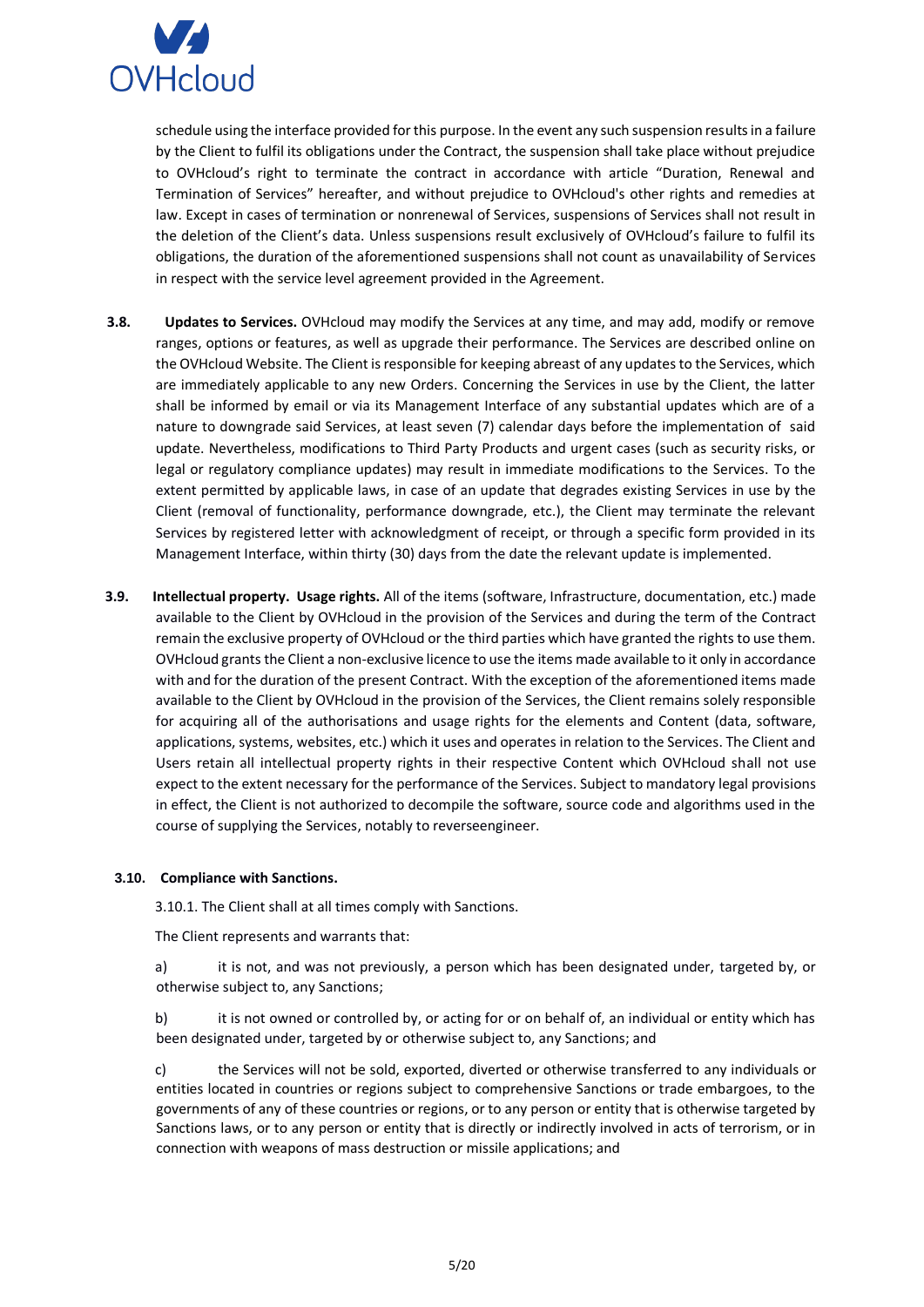schedule using the interface provided for this purpose. In the event any such suspension results in a failure by the Client to fulfil its obligations under the Contract, the suspension shall take place without prejudice to OVHcloud's right to terminate the contract in accordance with article "Duration, Renewal and Termination of Services" hereafter, and without prejudice to OVHcloud's other rights and remedies at law. Except in cases of termination or nonrenewal of Services, suspensions of Services shall not result in the deletion of the Client's data. Unless suspensions result exclusively of OVHcloud's failure to fulfil its obligations, the duration of the aforementioned suspensions shall not count as unavailability of Services in respect with the service level agreement provided in the Agreement.

**3.8. Updates to Services.** OVHcloud may modify the Services at any time, and may add, modify or remove ranges, options or features, as well as upgrade their performance. The Services are described online on the OVHcloud Website. The Client is responsible for keeping abreast of any updates to the Services, which are immediately applicable to any new Orders. Concerning the Services in use by the Client, the latter shall be informed by email or via its Management Interface of any substantial updates which are of a nature to downgrade said Services, at least seven (7) calendar days before the implementation of said update. Nevertheless, modifications to Third Party Products and urgent cases (such as security risks, or legal or regulatory compliance updates) may result in immediate modifications to the Services. To the extent permitted by applicable laws, in case of an update that degrades existing Services in use by the Client (removal of functionality, performance downgrade, etc.), the Client may terminate the relevant Services by registered letter with acknowledgment of receipt, or through a specific form provided in its Management Interface, within thirty (30) days from the date the relevant update is implemented.

**3.9. Intellectual property. Usage rights.** All of the items (software, Infrastructure, documentation, etc.) made available to the Client by OVHcloud in the provision of the Services and during the term of the Contract remain the exclusive property of OVHcloud or the third parties which have granted the rights to use them. OVHcloud grants the Client a non-exclusive licence to use the items made available to it only in accordance with and for the duration of the present Contract. With the exception of the aforementioned items made available to the Client by OVHcloud in the provision of the Services, the Client remains solely responsible for acquiring all of the authorisations and usage rights for the elements and Content (data, software, applications, systems, websites, etc.) which it uses and operates in relation to the Services. The Client and Users retain all intellectual property rights in their respective Content which OVHcloud shall not use expect to the extent necessary for the performance of the Services. Subject to mandatory legal provisions in effect, the Client is not authorized to decompile the software, source code and algorithms used in the course of supplying the Services, notably to reverseengineer.

**3.10. Compliance with Sanctions.**

3.10.1. The Client shall at all times comply with Sanctions.

The Client represents and warrants that:

a) it is not, and was not previously, a person which has been designated under, targeted by, or otherwise subject to, any Sanctions;

b) it is not owned or controlled by, or acting for or on behalf of, an individual or entity which has been designated under, targeted by or otherwise subject to, any Sanctions; and

c) the Services will not be sold, exported, diverted or otherwise transferred to any individuals or entities located in countries or regions subject to comprehensive Sanctions or trade embargoes, to the governments of any of these countries or regions, or to any person or entity that is otherwise targeted by Sanctions laws, or to any person or entity that is directly or indirectly involved in acts of terrorism, or in connection with weapons of mass destruction or missile applications; and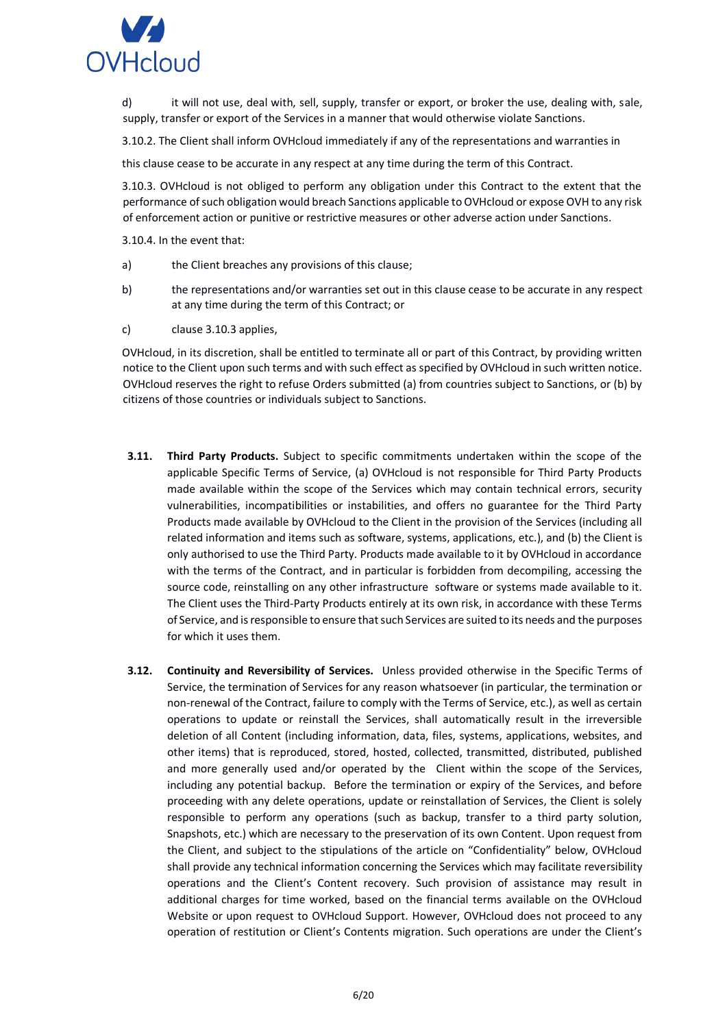d) it will not use, deal with, sell, supply, transfer or export, or broker the use, dealing with, sale, supply, transfer or export of the Services in a manner that would otherwise violate Sanctions.

3.10.2. The Client shall inform OVHcloud immediately if any of the representations and warranties in

this clause cease to be accurate in any respect at any time during the term of this Contract.

3.10.3. OVHcloud is not obliged to perform any obligation under this Contract to the extent that the performance of such obligation would breach Sanctions applicable to OVHcloud or expose OVH to any risk of enforcement action or punitive or restrictive measures or other adverse action under Sanctions.

3.10.4. In the event that:

a) the Client breaches any provisions of this clause;

b) the representations and/or warranties set out in this clause cease to be accurate in any respect at any time during the term of this Contract; or

c) clause 3.10.3 applies,

OVHcloud, in its discretion, shall be entitled to terminate all or part of this Contract, by providing written notice to the Client upon such terms and with such effect as specified by OVHcloud in such written notice. OVHcloud reserves the right to refuse Orders submitted (a) from countries subject to Sanctions, or (b) by citizens of those countries or individuals subject to Sanctions.

**3.11. Third Party Products.** Subject to specific commitments undertaken within the scope of the applicable Specific Terms of Service, (a) OVHcloud is not responsible for Third Party Products made available within the scope of the Services which may contain technical errors, security vulnerabilities, incompatibilities or instabilities, and offers no guarantee for the Third Party Products made available by OVHcloud to the Client in the provision of the Services (including all related information and items such as software, systems, applications, etc.), and (b) the Client is only authorised to use the Third Party. Products made available to it by OVHcloud in accordance with the terms of the Contract, and in particular is forbidden from decompiling, accessing the source code, reinstalling on any other infrastructure software or systems made available to it. The Client uses the Third-Party Products entirely at its own risk, in accordance with these Terms of Service, and is responsible to ensure that such Services are suited to its needs and the purposes for which it uses them.

**3.12. Continuity and Reversibility of Services.** Unless provided otherwise in the Specific Terms of Service, the termination of Services for any reason whatsoever (in particular, the termination or non-renewal of the Contract, failure to comply with the Terms of Service, etc.), as well as certain operations to update or reinstall the Services, shall automatically result in the irreversible deletion of all Content (including information, data, files, systems, applications, websites, and other items) that is reproduced, stored, hosted, collected, transmitted, distributed, published and more generally used and/or operated by the Client within the scope of the Services, including any potential backup. Before the termination or expiry of the Services, and before proceeding with any delete operations, update or reinstallation of Services, the Client is solely responsible to perform any operations (such as backup, transfer to a third party solution, Snapshots, etc.) which are necessary to the preservation of its own Content. Upon request from the Client, and subject to the stipulations of the article on "Confidentiality" below, OVHcloud shall provide any technical information concerning the Services which may facilitate reversibility operations and the Client's Content recovery. Such provision of assistance may result in additional charges for time worked, based on the financial terms available on the OVHcloud Website or upon request to OVHcloud Support. However, OVHcloud does not proceed to any operation of restitution or Client's Contents migration. Such operations are under the Client's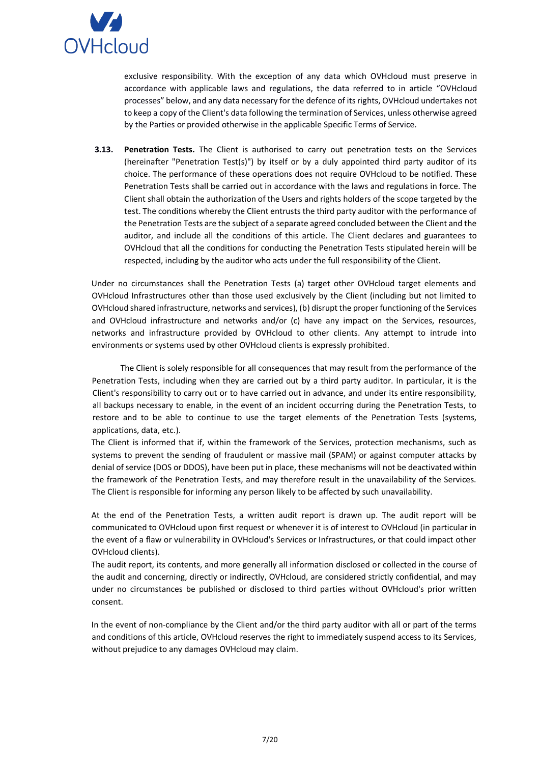exclusive responsibility. With the exception of any data which OVHcloud must preserve in accordance with applicable laws and regulations, the data referred to in article "OVHcloud processes" below, and any data necessary for the defence of its rights, OVHcloud undertakes not to keep a copy of the Client's data following the termination of Services, unless otherwise agreed by the Parties or provided otherwise in the applicable Specific Terms of Service.

**3.13. Penetration Tests.** The Client is authorised to carry out penetration tests on the Services (hereinafter "Penetration Test(s)") by itself or by a duly appointed third party auditor of its choice. The performance of these operations does not require OVHcloud to be notified. These Penetration Tests shall be carried out in accordance with the laws and regulations in force. The Client shall obtain the authorization of the Users and rights holders of the scope targeted by the test. The conditions whereby the Client entrusts the third party auditor with the performance of the Penetration Tests are the subject of a separate agreed concluded between the Client and the auditor, and include all the conditions of this article. The Client declares and guarantees to OVHcloud that all the conditions for conducting the Penetration Tests stipulated herein will be respected, including by the auditor who acts under the full responsibility of the Client.

Under no circumstances shall the Penetration Tests (a) target other OVHcloud target elements and OVHcloud Infrastructures other than those used exclusively by the Client (including but not limited to OVHcloud shared infrastructure, networks and services), (b) disrupt the proper functioning of the Services and OVHcloud infrastructure and networks and/or (c) have any impact on the Services, resources, networks and infrastructure provided by OVHcloud to other clients. Any attempt to intrude into environments or systems used by other OVHcloud clients is expressly prohibited.

The Client is solely responsible for all consequences that may result from the performance of the Penetration Tests, including when they are carried out by a third party auditor. In particular, it is the Client's responsibility to carry out or to have carried out in advance, and under its entire responsibility, all backups necessary to enable, in the event of an incident occurring during the Penetration Tests, to restore and to be able to continue to use the target elements of the Penetration Tests (systems, applications, data, etc.).

The Client is informed that if, within the framework of the Services, protection mechanisms, such as systems to prevent the sending of fraudulent or massive mail (SPAM) or against computer attacks by denial of service (DOS or DDOS), have been put in place, these mechanisms will not be deactivated within the framework of the Penetration Tests, and may therefore result in the unavailability of the Services. The Client is responsible for informing any person likely to be affected by such unavailability.

At the end of the Penetration Tests, a written audit report is drawn up. The audit report will be communicated to OVHcloud upon first request or whenever it is of interest to OVHcloud (in particular in the event of a flaw or vulnerability in OVHcloud's Services or Infrastructures, or that could impact other OVHcloud clients).

The audit report, its contents, and more generally all information disclosed or collected in the course of the audit and concerning, directly or indirectly, OVHcloud, are considered strictly confidential, and may under no circumstances be published or disclosed to third parties without OVHcloud's prior written consent.

In the event of non-compliance by the Client and/or the third party auditor with all or part of the terms and conditions of this article, OVHcloud reserves the right to immediately suspend access to its Services, without prejudice to any damages OVHcloud may claim.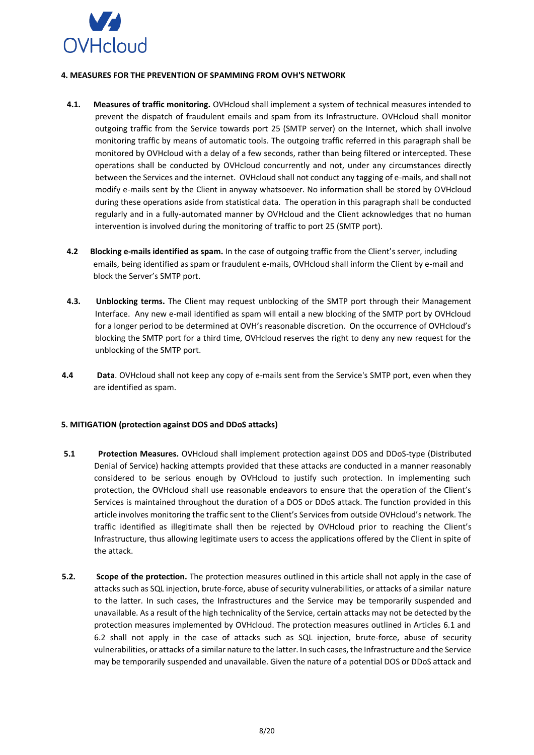## 4. MEASURES FOR THE PREVENTION OF SPAMMING FROM OVH'S NETWORK

**4.1. Measures of traffic monitoring.** OVHcloud shall implement a system of technical measures intended to prevent the dispatch of fraudulent emails and spam from its Infrastructure. OVHcloud shall monitor outgoing traffic from the Service towards port 25 (SMTP server) on the Internet, which shall involve monitoring traffic by means of automatic tools. The outgoing traffic referred in this paragraph shall be monitored by OVHcloud with a delay of a few seconds, rather than being filtered or intercepted. These operations shall be conducted by OVHcloud concurrently and not, under any circumstances directly between the Services and the internet. OVHcloud shall not conduct any tagging of e-mails, and shall not modify e-mails sent by the Client in anyway whatsoever. No information shall be stored by OVHcloud during these operations aside from statistical data. The operation in this paragraph shall be conducted regularly and in a fully-automated manner by OVHcloud and the Client acknowledges that no human intervention is involved during the monitoring of traffic to port 25 (SMTP port).

**4.2 Blocking e-mails identified as spam.** In the case of outgoing traffic from the Client's server, including emails, being identified as spam or fraudulent e-mails, OVHcloud shall inform the Client by e-mail and block the Server's SMTP port.

**4.3. Unblocking terms.** The Client may request unblocking of the SMTP port through their Management Interface. Any new e-mail identified as spam will entail a new blocking of the SMTP port by OVHcloud for a longer period to be determined at OVH's reasonable discretion. On the occurrence of OVHcloud's blocking the SMTP port for a third time, OVHcloud reserves the right to deny any new request for the unblocking of the SMTP port.

**4.4 Data**. OVHcloud shall not keep any copy of e-mails sent from the Service's SMTP port, even when they are identified as spam.

## 5. MITIGATION (protection against DOS and DDoS attacks)

**5.1 Protection Measures.** OVHcloud shall implement protection against DOS and DDoS-type (Distributed Denial of Service) hacking attempts provided that these attacks are conducted in a manner reasonably considered to be serious enough by OVHcloud to justify such protection. In implementing such protection, the OVHcloud shall use reasonable endeavors to ensure that the operation of the Client's Services is maintained throughout the duration of a DOS or DDoS attack. The function provided in this article involves monitoring the traffic sent to the Client's Services from outside OVHcloud's network. The traffic identified as illegitimate shall then be rejected by OVHcloud prior to reaching the Client's Infrastructure, thus allowing legitimate users to access the applications offered by the Client in spite of the attack.

**5.2. Scope of the protection.** The protection measures outlined in this article shall not apply in the case of attacks such as SQL injection, brute-force, abuse of security vulnerabilities, or attacks of a similar nature to the latter. In such cases, the Infrastructures and the Service may be temporarily suspended and unavailable. As a result of the high technicality of the Service, certain attacks may not be detected by the protection measures implemented by OVHcloud. The protection measures outlined in Articles 6.1 and 6.2 shall not apply in the case of attacks such as SQL injection, brute-force, abuse of security vulnerabilities, or attacks of a similar nature to the latter. In such cases, the Infrastructure and the Service may be temporarily suspended and unavailable. Given the nature of a potential DOS or DDoS attack and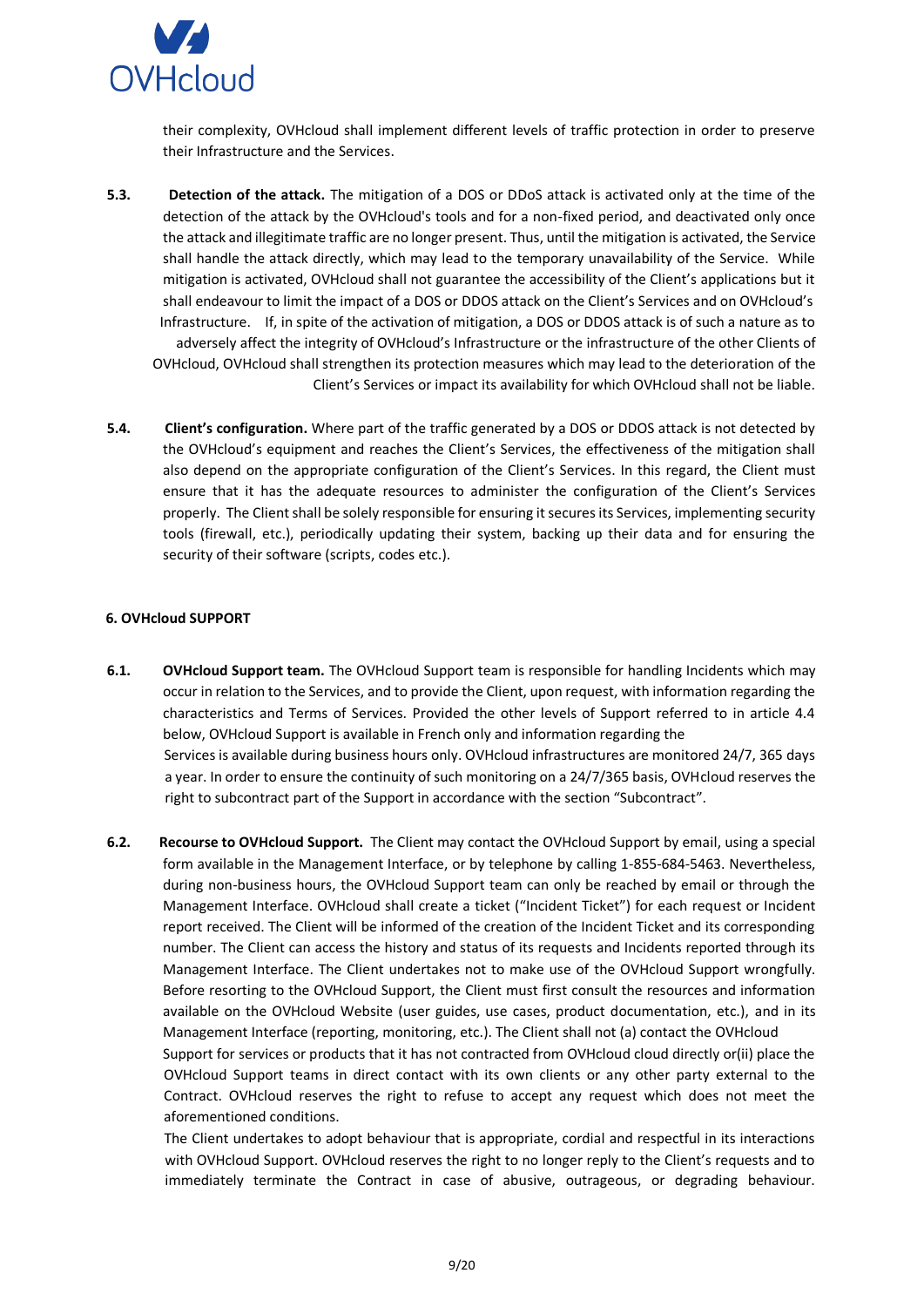their complexity, OVHcloud shall implement different levels of traffic protection in order to preserve their Infrastructure and the Services.

**5.3.** **Detection of the attack.** The mitigation of a DOS or DDoS attack is activated only at the time of the detection of the attack by the OVHcloud's tools and for a non-fixed period, and deactivated only once the attack and illegitimate traffic are no longer present. Thus, until the mitigation is activated, the Service shall handle the attack directly, which may lead to the temporary unavailability of the Service. While mitigation is activated, OVHcloud shall not guarantee the accessibility of the Client's applications but it shall endeavour to limit the impact of a DOS or DDOS attack on the Client's Services and on OVHcloud's Infrastructure. If, in spite of the activation of mitigation, a DOS or DDOS attack is of such a nature as to adversely affect the integrity of OVHcloud's Infrastructure or the infrastructure of the other Clients of OVHcloud, OVHcloud shall strengthen its protection measures which may lead to the deterioration of the Client's Services or impact its availability for which OVHcloud shall not be liable.

**5.4.** **Client's configuration.** Where part of the traffic generated by a DOS or DDOS attack is not detected by the OVHcloud's equipment and reaches the Client's Services, the effectiveness of the mitigation shall also depend on the appropriate configuration of the Client's Services. In this regard, the Client must ensure that it has the adequate resources to administer the configuration of the Client's Services properly. The Client shall be solely responsible for ensuring it secures its Services, implementing security tools (firewall, etc.), periodically updating their system, backing up their data and for ensuring the security of their software (scripts, codes etc.).

## 6. OVHcloud SUPPORT

**6.1.** **OVHcloud Support team.** The OVHcloud Support team is responsible for handling Incidents which may occur in relation to the Services, and to provide the Client, upon request, with information regarding the characteristics and Terms of Services. Provided the other levels of Support referred to in article 4.4 below, OVHcloud Support is available in French only and information regarding the Services is available during business hours only. OVHcloud infrastructures are monitored 24/7, 365 days a year. In order to ensure the continuity of such monitoring on a 24/7/365 basis, OVHcloud reserves the right to subcontract part of the Support in accordance with the section "Subcontract".

**6.2.** **Recourse to OVHcloud Support.** The Client may contact the OVHcloud Support by email, using a special form available in the Management Interface, or by telephone by calling 1-855-684-5463. Nevertheless, during non-business hours, the OVHcloud Support team can only be reached by email or through the Management Interface. OVHcloud shall create a ticket ("Incident Ticket") for each request or Incident report received. The Client will be informed of the creation of the Incident Ticket and its corresponding number. The Client can access the history and status of its requests and Incidents reported through its Management Interface. The Client undertakes not to make use of the OVHcloud Support wrongfully. Before resorting to the OVHcloud Support, the Client must first consult the resources and information available on the OVHcloud Website (user guides, use cases, product documentation, etc.), and in its Management Interface (reporting, monitoring, etc.). The Client shall not (a) contact the OVHcloud Support for services or products that it has not contracted from OVHcloud cloud directly or(ii) place the OVHcloud Support teams in direct contact with its own clients or any other party external to the Contract. OVHcloud reserves the right to refuse to accept any request which does not meet the aforementioned conditions.

The Client undertakes to adopt behaviour that is appropriate, cordial and respectful in its interactions with OVHcloud Support. OVHcloud reserves the right to no longer reply to the Client's requests and to immediately terminate the Contract in case of abusive, outrageous, or degrading behaviour.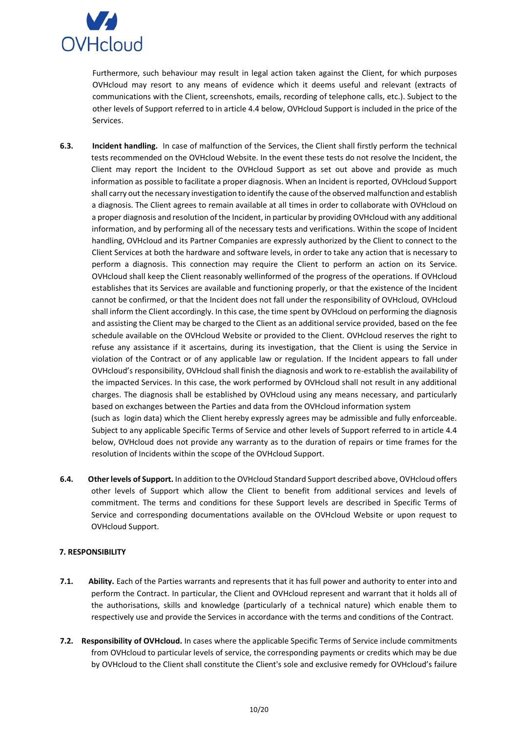Furthermore, such behaviour may result in legal action taken against the Client, for which purposes OVHcloud may resort to any means of evidence which it deems useful and relevant (extracts of communications with the Client, screenshots, emails, recording of telephone calls, etc.). Subject to the other levels of Support referred to in article 4.4 below, OVHcloud Support is included in the price of the Services.

**6.3. Incident handling.** In case of malfunction of the Services, the Client shall firstly perform the technical tests recommended on the OVHcloud Website. In the event these tests do not resolve the Incident, the Client may report the Incident to the OVHcloud Support as set out above and provide as much information as possible to facilitate a proper diagnosis. When an Incident is reported, OVHcloud Support shall carry out the necessary investigation to identify the cause of the observed malfunction and establish a diagnosis. The Client agrees to remain available at all times in order to collaborate with OVHcloud on a proper diagnosis and resolution of the Incident, in particular by providing OVHcloud with any additional information, and by performing all of the necessary tests and verifications. Within the scope of Incident handling, OVHcloud and its Partner Companies are expressly authorized by the Client to connect to the Client Services at both the hardware and software levels, in order to take any action that is necessary to perform a diagnosis. This connection may require the Client to perform an action on its Service. OVHcloud shall keep the Client reasonably wellinformed of the progress of the operations. If OVHcloud establishes that its Services are available and functioning properly, or that the existence of the Incident cannot be confirmed, or that the Incident does not fall under the responsibility of OVHcloud, OVHcloud shall inform the Client accordingly. In this case, the time spent by OVHcloud on performing the diagnosis and assisting the Client may be charged to the Client as an additional service provided, based on the fee schedule available on the OVHcloud Website or provided to the Client. OVHcloud reserves the right to refuse any assistance if it ascertains, during its investigation, that the Client is using the Service in violation of the Contract or of any applicable law or regulation. If the Incident appears to fall under OVHcloud's responsibility, OVHcloud shall finish the diagnosis and work to re-establish the availability of the impacted Services. In this case, the work performed by OVHcloud shall not result in any additional charges. The diagnosis shall be established by OVHcloud using any means necessary, and particularly based on exchanges between the Parties and data from the OVHcloud information system (such as login data) which the Client hereby expressly agrees may be admissible and fully enforceable. Subject to any applicable Specific Terms of Service and other levels of Support referred to in article 4.4 below, OVHcloud does not provide any warranty as to the duration of repairs or time frames for the resolution of Incidents within the scope of the OVHcloud Support.

**6.4. Other levels of Support.** In addition to the OVHcloud Standard Support described above, OVHcloud offers other levels of Support which allow the Client to benefit from additional services and levels of commitment. The terms and conditions for these Support levels are described in Specific Terms of Service and corresponding documentations available on the OVHcloud Website or upon request to OVHcloud Support.

## 7. RESPONSIBILITY

**7.1. Ability.** Each of the Parties warrants and represents that it has full power and authority to enter into and perform the Contract. In particular, the Client and OVHcloud represent and warrant that it holds all of the authorisations, skills and knowledge (particularly of a technical nature) which enable them to respectively use and provide the Services in accordance with the terms and conditions of the Contract.

**7.2. Responsibility of OVHcloud.** In cases where the applicable Specific Terms of Service include commitments from OVHcloud to particular levels of service, the corresponding payments or credits which may be due by OVHcloud to the Client shall constitute the Client's sole and exclusive remedy for OVHcloud's failure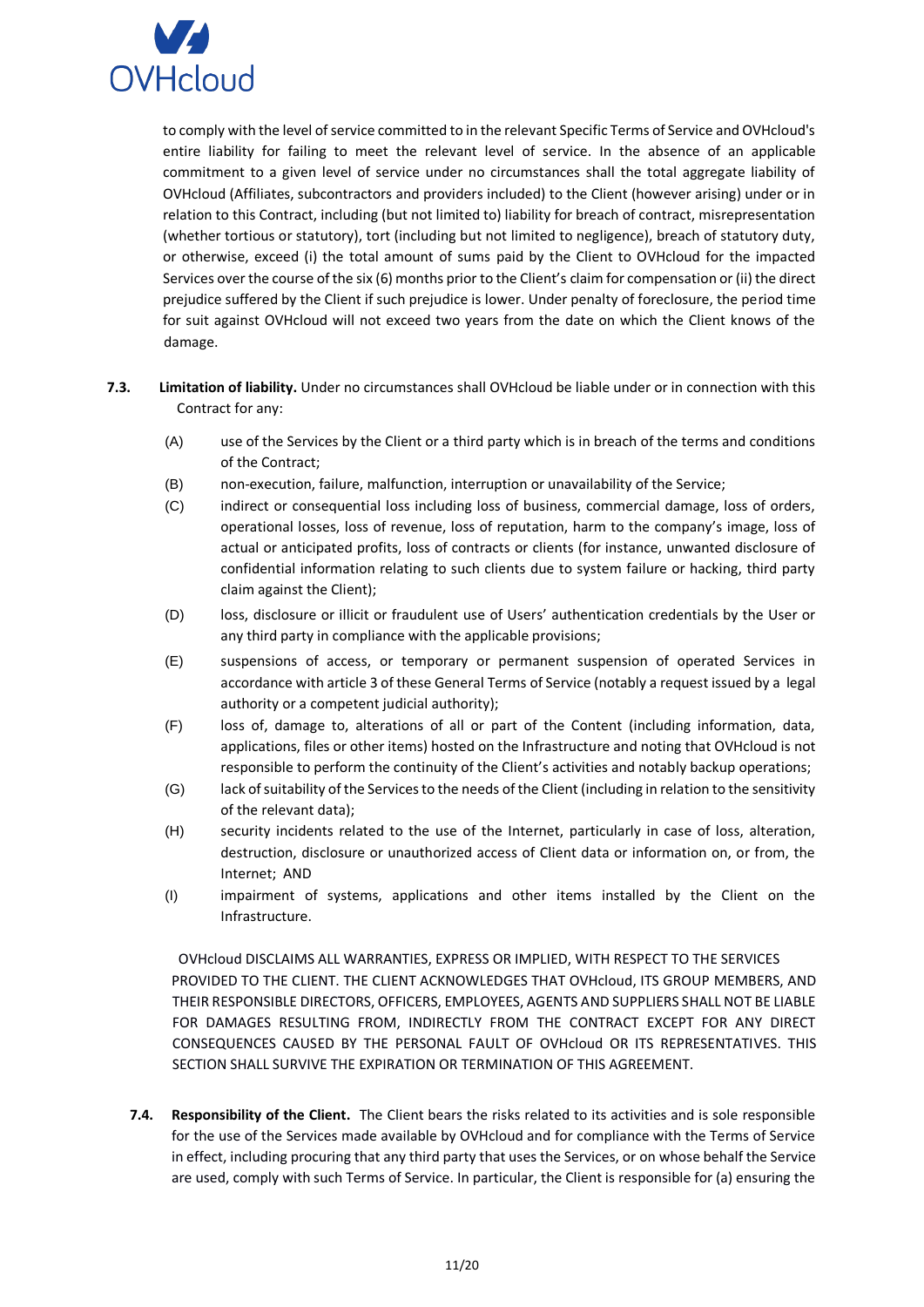to comply with the level of service committed to in the relevant Specific Terms of Service and OVHcloud's entire liability for failing to meet the relevant level of service. In the absence of an applicable commitment to a given level of service under no circumstances shall the total aggregate liability of OVHcloud (Affiliates, subcontractors and providers included) to the Client (however arising) under or in relation to this Contract, including (but not limited to) liability for breach of contract, misrepresentation (whether tortious or statutory), tort (including but not limited to negligence), breach of statutory duty, or otherwise, exceed (i) the total amount of sums paid by the Client to OVHcloud for the impacted Services over the course of the six (6) months prior to the Client's claim for compensation or (ii) the direct prejudice suffered by the Client if such prejudice is lower. Under penalty of foreclosure, the period time for suit against OVHcloud will not exceed two years from the date on which the Client knows of the damage.

**7.3. Limitation of liability.** Under no circumstances shall OVHcloud be liable under or in connection with this Contract for any:

(A) use of the Services by the Client or a third party which is in breach of the terms and conditions of the Contract;

(B) non-execution, failure, malfunction, interruption or unavailability of the Service;

(C) indirect or consequential loss including loss of business, commercial damage, loss of orders, operational losses, loss of revenue, loss of reputation, harm to the company's image, loss of actual or anticipated profits, loss of contracts or clients (for instance, unwanted disclosure of confidential information relating to such clients due to system failure or hacking, third party claim against the Client);

(D) loss, disclosure or illicit or fraudulent use of Users' authentication credentials by the User or any third party in compliance with the applicable provisions;

(E) suspensions of access, or temporary or permanent suspension of operated Services in accordance with article 3 of these General Terms of Service (notably a request issued by a legal authority or a competent judicial authority);

(F) loss of, damage to, alterations of all or part of the Content (including information, data, applications, files or other items) hosted on the Infrastructure and noting that OVHcloud is not responsible to perform the continuity of the Client's activities and notably backup operations;

(G) lack of suitability of the Services to the needs of the Client (including in relation to the sensitivity of the relevant data);

(H) security incidents related to the use of the Internet, particularly in case of loss, alteration, destruction, disclosure or unauthorized access of Client data or information on, or from, the Internet; AND

(I) impairment of systems, applications and other items installed by the Client on the Infrastructure.

OVHcloud DISCLAIMS ALL WARRANTIES, EXPRESS OR IMPLIED, WITH RESPECT TO THE SERVICES PROVIDED TO THE CLIENT. THE CLIENT ACKNOWLEDGES THAT OVHcloud, ITS GROUP MEMBERS, AND THEIR RESPONSIBLE DIRECTORS, OFFICERS, EMPLOYEES, AGENTS AND SUPPLIERS SHALL NOT BE LIABLE FOR DAMAGES RESULTING FROM, INDIRECTLY FROM THE CONTRACT EXCEPT FOR ANY DIRECT CONSEQUENCES CAUSED BY THE PERSONAL FAULT OF OVHcloud OR ITS REPRESENTATIVES. THIS SECTION SHALL SURVIVE THE EXPIRATION OR TERMINATION OF THIS AGREEMENT.

**7.4. Responsibility of the Client.** The Client bears the risks related to its activities and is sole responsible for the use of the Services made available by OVHcloud and for compliance with the Terms of Service in effect, including procuring that any third party that uses the Services, or on whose behalf the Service are used, comply with such Terms of Service. In particular, the Client is responsible for (a) ensuring the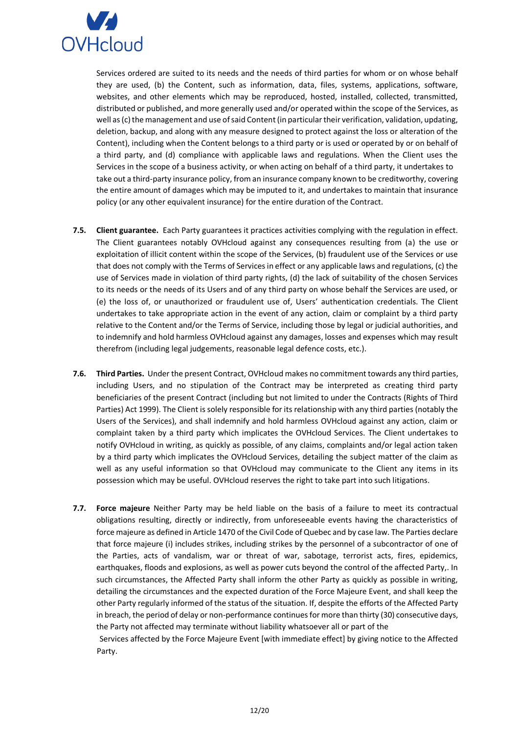Services ordered are suited to its needs and the needs of third parties for whom or on whose behalf they are used, (b) the Content, such as information, data, files, systems, applications, software, websites, and other elements which may be reproduced, hosted, installed, collected, transmitted, distributed or published, and more generally used and/or operated within the scope of the Services, as well as (c) the management and use of said Content (in particular their verification, validation, updating, deletion, backup, and along with any measure designed to protect against the loss or alteration of the Content), including when the Content belongs to a third party or is used or operated by or on behalf of a third party, and (d) compliance with applicable laws and regulations. When the Client uses the Services in the scope of a business activity, or when acting on behalf of a third party, it undertakes to take out a third-party insurance policy, from an insurance company known to be creditworthy, covering the entire amount of damages which may be imputed to it, and undertakes to maintain that insurance policy (or any other equivalent insurance) for the entire duration of the Contract.

**7.5. Client guarantee.** Each Party guarantees it practices activities complying with the regulation in effect. The Client guarantees notably OVHcloud against any consequences resulting from (a) the use or exploitation of illicit content within the scope of the Services, (b) fraudulent use of the Services or use that does not comply with the Terms of Services in effect or any applicable laws and regulations, (c) the use of Services made in violation of third party rights, (d) the lack of suitability of the chosen Services to its needs or the needs of its Users and of any third party on whose behalf the Services are used, or (e) the loss of, or unauthorized or fraudulent use of, Users' authentication credentials. The Client undertakes to take appropriate action in the event of any action, claim or complaint by a third party relative to the Content and/or the Terms of Service, including those by legal or judicial authorities, and to indemnify and hold harmless OVHcloud against any damages, losses and expenses which may result therefrom (including legal judgements, reasonable legal defence costs, etc.).

**7.6. Third Parties.** Under the present Contract, OVHcloud makes no commitment towards any third parties, including Users, and no stipulation of the Contract may be interpreted as creating third party beneficiaries of the present Contract (including but not limited to under the Contracts (Rights of Third Parties) Act 1999). The Client is solely responsible for its relationship with any third parties (notably the Users of the Services), and shall indemnify and hold harmless OVHcloud against any action, claim or complaint taken by a third party which implicates the OVHcloud Services. The Client undertakes to notify OVHcloud in writing, as quickly as possible, of any claims, complaints and/or legal action taken by a third party which implicates the OVHcloud Services, detailing the subject matter of the claim as well as any useful information so that OVHcloud may communicate to the Client any items in its possession which may be useful. OVHcloud reserves the right to take part into such litigations.

**7.7. Force majeure** Neither Party may be held liable on the basis of a failure to meet its contractual obligations resulting, directly or indirectly, from unforeseeable events having the characteristics of force majeure as defined in Article 1470 of the Civil Code of Quebec and by case law. The Parties declare that force majeure (i) includes strikes, including strikes by the personnel of a subcontractor of one of the Parties, acts of vandalism, war or threat of war, sabotage, terrorist acts, fires, epidemics, earthquakes, floods and explosions, as well as power cuts beyond the control of the affected Party,. In such circumstances, the Affected Party shall inform the other Party as quickly as possible in writing, detailing the circumstances and the expected duration of the Force Majeure Event, and shall keep the other Party regularly informed of the status of the situation. If, despite the efforts of the Affected Party in breach, the period of delay or non-performance continues for more than thirty (30) consecutive days, the Party not affected may terminate without liability whatsoever all or part of the Services affected by the Force Majeure Event [with immediate effect] by giving notice to the Affected Party.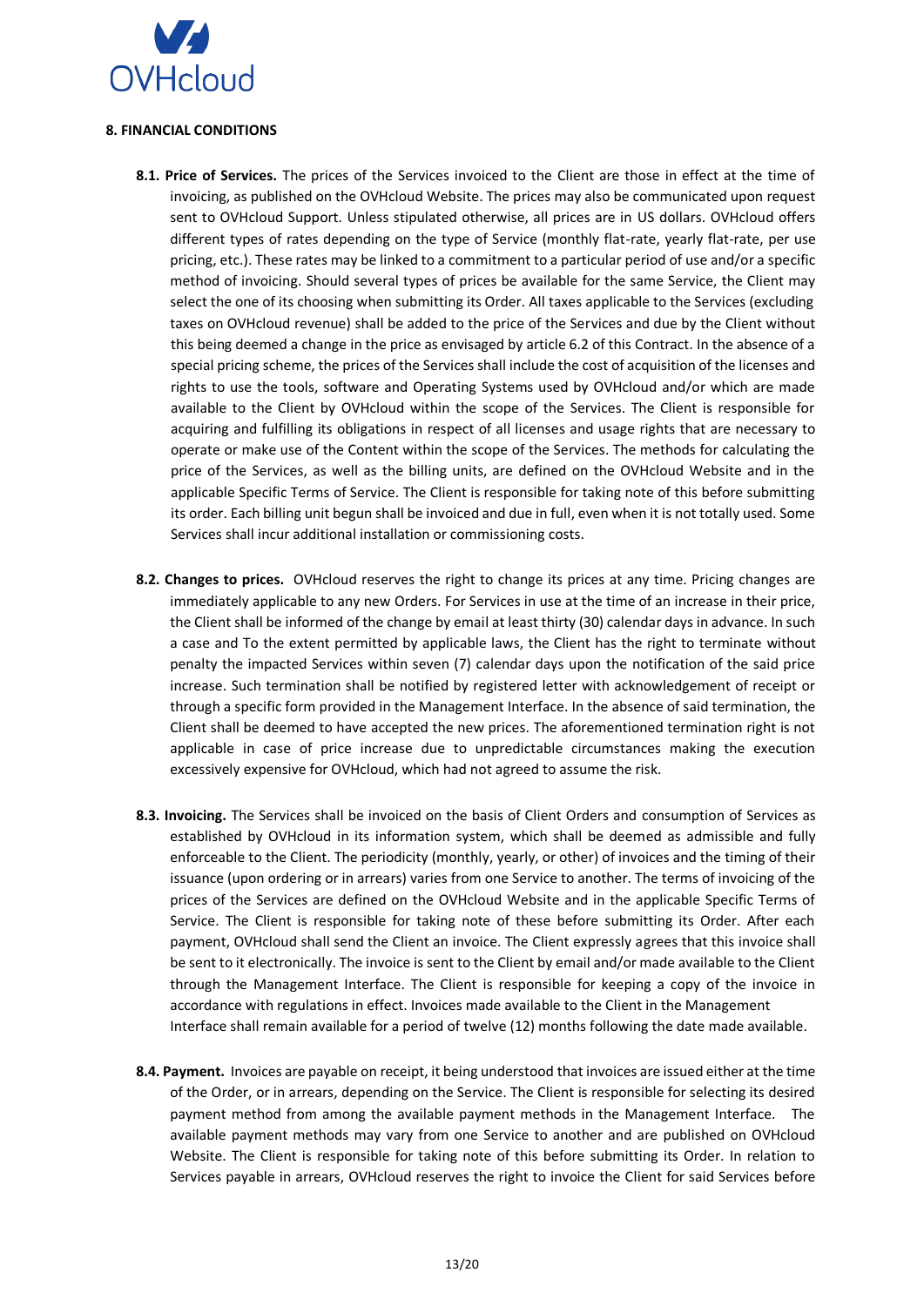## 8. FINANCIAL CONDITIONS

**8.1. Price of Services.** The prices of the Services invoiced to the Client are those in effect at the time of invoicing, as published on the OVHcloud Website. The prices may also be communicated upon request sent to OVHcloud Support. Unless stipulated otherwise, all prices are in US dollars. OVHcloud offers different types of rates depending on the type of Service (monthly flat-rate, yearly flat-rate, per use pricing, etc.). These rates may be linked to a commitment to a particular period of use and/or a specific method of invoicing. Should several types of prices be available for the same Service, the Client may select the one of its choosing when submitting its Order. All taxes applicable to the Services (excluding taxes on OVHcloud revenue) shall be added to the price of the Services and due by the Client without this being deemed a change in the price as envisaged by article 6.2 of this Contract. In the absence of a special pricing scheme, the prices of the Services shall include the cost of acquisition of the licenses and rights to use the tools, software and Operating Systems used by OVHcloud and/or which are made available to the Client by OVHcloud within the scope of the Services. The Client is responsible for acquiring and fulfilling its obligations in respect of all licenses and usage rights that are necessary to operate or make use of the Content within the scope of the Services. The methods for calculating the price of the Services, as well as the billing units, are defined on the OVHcloud Website and in the applicable Specific Terms of Service. The Client is responsible for taking note of this before submitting its order. Each billing unit begun shall be invoiced and due in full, even when it is not totally used. Some Services shall incur additional installation or commissioning costs.

**8.2. Changes to prices.** OVHcloud reserves the right to change its prices at any time. Pricing changes are immediately applicable to any new Orders. For Services in use at the time of an increase in their price, the Client shall be informed of the change by email at least thirty (30) calendar days in advance. In such a case and To the extent permitted by applicable laws, the Client has the right to terminate without penalty the impacted Services within seven (7) calendar days upon the notification of the said price increase. Such termination shall be notified by registered letter with acknowledgement of receipt or through a specific form provided in the Management Interface. In the absence of said termination, the Client shall be deemed to have accepted the new prices. The aforementioned termination right is not applicable in case of price increase due to unpredictable circumstances making the execution excessively expensive for OVHcloud, which had not agreed to assume the risk.

**8.3. Invoicing.** The Services shall be invoiced on the basis of Client Orders and consumption of Services as established by OVHcloud in its information system, which shall be deemed as admissible and fully enforceable to the Client. The periodicity (monthly, yearly, or other) of invoices and the timing of their issuance (upon ordering or in arrears) varies from one Service to another. The terms of invoicing of the prices of the Services are defined on the OVHcloud Website and in the applicable Specific Terms of Service. The Client is responsible for taking note of these before submitting its Order. After each payment, OVHcloud shall send the Client an invoice. The Client expressly agrees that this invoice shall be sent to it electronically. The invoice is sent to the Client by email and/or made available to the Client through the Management Interface. The Client is responsible for keeping a copy of the invoice in accordance with regulations in effect. Invoices made available to the Client in the Management Interface shall remain available for a period of twelve (12) months following the date made available.

**8.4. Payment.** Invoices are payable on receipt, it being understood that invoices are issued either at the time of the Order, or in arrears, depending on the Service. The Client is responsible for selecting its desired payment method from among the available payment methods in the Management Interface. The available payment methods may vary from one Service to another and are published on OVHcloud Website. The Client is responsible for taking note of this before submitting its Order. In relation to Services payable in arrears, OVHcloud reserves the right to invoice the Client for said Services before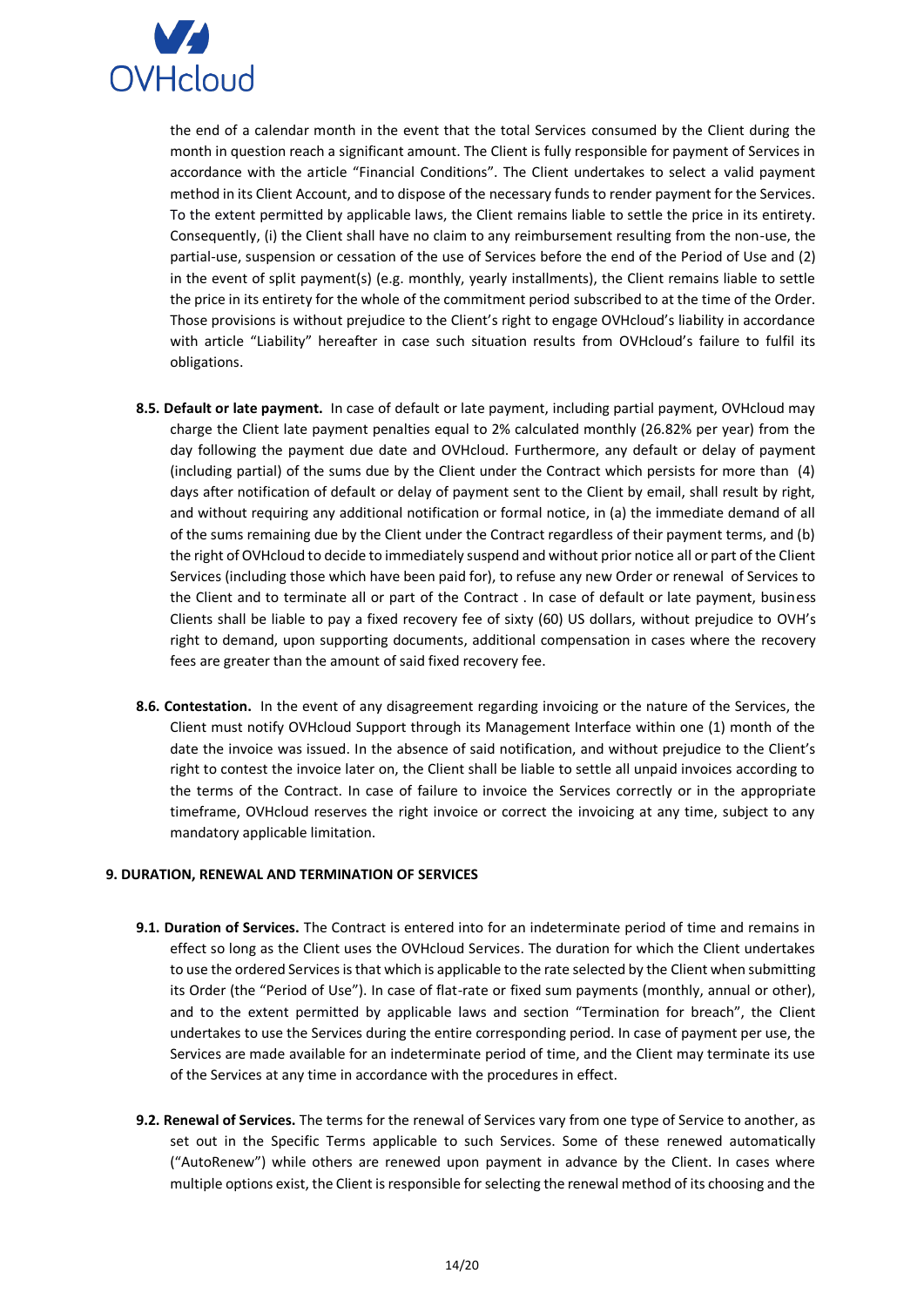the end of a calendar month in the event that the total Services consumed by the Client during the month in question reach a significant amount. The Client is fully responsible for payment of Services in accordance with the article "Financial Conditions". The Client undertakes to select a valid payment method in its Client Account, and to dispose of the necessary funds to render payment for the Services. To the extent permitted by applicable laws, the Client remains liable to settle the price in its entirety. Consequently, (i) the Client shall have no claim to any reimbursement resulting from the non-use, the partial-use, suspension or cessation of the use of Services before the end of the Period of Use and (2) in the event of split payment(s) (e.g. monthly, yearly installments), the Client remains liable to settle the price in its entirety for the whole of the commitment period subscribed to at the time of the Order. Those provisions is without prejudice to the Client's right to engage OVHcloud's liability in accordance with article "Liability" hereafter in case such situation results from OVHcloud's failure to fulfil its obligations.

**8.5. Default or late payment.** In case of default or late payment, including partial payment, OVHcloud may charge the Client late payment penalties equal to 2% calculated monthly (26.82% per year) from the day following the payment due date and OVHcloud. Furthermore, any default or delay of payment (including partial) of the sums due by the Client under the Contract which persists for more than (4) days after notification of default or delay of payment sent to the Client by email, shall result by right, and without requiring any additional notification or formal notice, in (a) the immediate demand of all of the sums remaining due by the Client under the Contract regardless of their payment terms, and (b) the right of OVHcloud to decide to immediately suspend and without prior notice all or part of the Client Services (including those which have been paid for), to refuse any new Order or renewal of Services to the Client and to terminate all or part of the Contract . In case of default or late payment, business Clients shall be liable to pay a fixed recovery fee of sixty (60) US dollars, without prejudice to OVH's right to demand, upon supporting documents, additional compensation in cases where the recovery fees are greater than the amount of said fixed recovery fee.

**8.6. Contestation.** In the event of any disagreement regarding invoicing or the nature of the Services, the Client must notify OVHcloud Support through its Management Interface within one (1) month of the date the invoice was issued. In the absence of said notification, and without prejudice to the Client's right to contest the invoice later on, the Client shall be liable to settle all unpaid invoices according to the terms of the Contract. In case of failure to invoice the Services correctly or in the appropriate timeframe, OVHcloud reserves the right invoice or correct the invoicing at any time, subject to any mandatory applicable limitation.

## 9. DURATION, RENEWAL AND TERMINATION OF SERVICES

**9.1. Duration of Services.** The Contract is entered into for an indeterminate period of time and remains in effect so long as the Client uses the OVHcloud Services. The duration for which the Client undertakes to use the ordered Services is that which is applicable to the rate selected by the Client when submitting its Order (the "Period of Use"). In case of flat-rate or fixed sum payments (monthly, annual or other), and to the extent permitted by applicable laws and section "Termination for breach", the Client undertakes to use the Services during the entire corresponding period. In case of payment per use, the Services are made available for an indeterminate period of time, and the Client may terminate its use of the Services at any time in accordance with the procedures in effect.

**9.2. Renewal of Services.** The terms for the renewal of Services vary from one type of Service to another, as set out in the Specific Terms applicable to such Services. Some of these renewed automatically ("AutoRenew") while others are renewed upon payment in advance by the Client. In cases where multiple options exist, the Client is responsible for selecting the renewal method of its choosing and the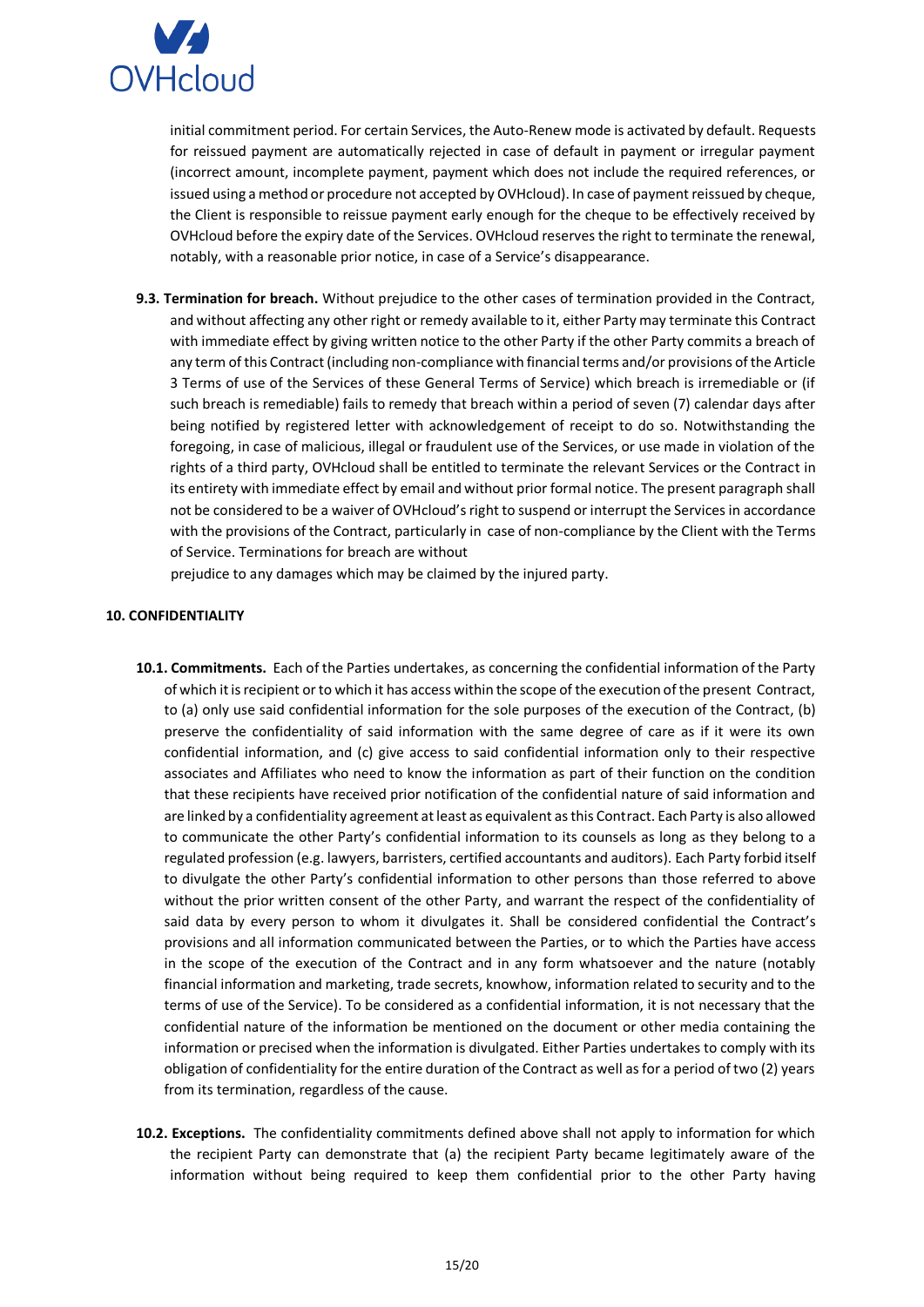initial commitment period. For certain Services, the Auto-Renew mode is activated by default. Requests for reissued payment are automatically rejected in case of default in payment or irregular payment (incorrect amount, incomplete payment, payment which does not include the required references, or issued using a method or procedure not accepted by OVHcloud). In case of payment reissued by cheque, the Client is responsible to reissue payment early enough for the cheque to be effectively received by OVHcloud before the expiry date of the Services. OVHcloud reserves the right to terminate the renewal, notably, with a reasonable prior notice, in case of a Service's disappearance.

**9.3. Termination for breach.** Without prejudice to the other cases of termination provided in the Contract, and without affecting any other right or remedy available to it, either Party may terminate this Contract with immediate effect by giving written notice to the other Party if the other Party commits a breach of any term of this Contract (including non-compliance with financial terms and/or provisions of the Article 3 Terms of use of the Services of these General Terms of Service) which breach is irremediable or (if such breach is remediable) fails to remedy that breach within a period of seven (7) calendar days after being notified by registered letter with acknowledgement of receipt to do so. Notwithstanding the foregoing, in case of malicious, illegal or fraudulent use of the Services, or use made in violation of the rights of a third party, OVHcloud shall be entitled to terminate the relevant Services or the Contract in its entirety with immediate effect by email and without prior formal notice. The present paragraph shall not be considered to be a waiver of OVHcloud's right to suspend or interrupt the Services in accordance with the provisions of the Contract, particularly in case of non-compliance by the Client with the Terms of Service. Terminations for breach are without prejudice to any damages which may be claimed by the injured party.

## 10. CONFIDENTIALITY

**10.1. Commitments.** Each of the Parties undertakes, as concerning the confidential information of the Party of which it is recipient or to which it has access within the scope of the execution of the present Contract, to (a) only use said confidential information for the sole purposes of the execution of the Contract, (b) preserve the confidentiality of said information with the same degree of care as if it were its own confidential information, and (c) give access to said confidential information only to their respective associates and Affiliates who need to know the information as part of their function on the condition that these recipients have received prior notification of the confidential nature of said information and are linked by a confidentiality agreement at least as equivalent as this Contract. Each Party is also allowed to communicate the other Party's confidential information to its counsels as long as they belong to a regulated profession (e.g. lawyers, barristers, certified accountants and auditors). Each Party forbid itself to divulgate the other Party's confidential information to other persons than those referred to above without the prior written consent of the other Party, and warrant the respect of the confidentiality of said data by every person to whom it divulgates it. Shall be considered confidential the Contract's provisions and all information communicated between the Parties, or to which the Parties have access in the scope of the execution of the Contract and in any form whatsoever and the nature (notably financial information and marketing, trade secrets, knowhow, information related to security and to the terms of use of the Service). To be considered as a confidential information, it is not necessary that the confidential nature of the information be mentioned on the document or other media containing the information or precised when the information is divulgated. Either Parties undertakes to comply with its obligation of confidentiality for the entire duration of the Contract as well as for a period of two (2) years from its termination, regardless of the cause.

**10.2. Exceptions.** The confidentiality commitments defined above shall not apply to information for which the recipient Party can demonstrate that (a) the recipient Party became legitimately aware of the information without being required to keep them confidential prior to the other Party having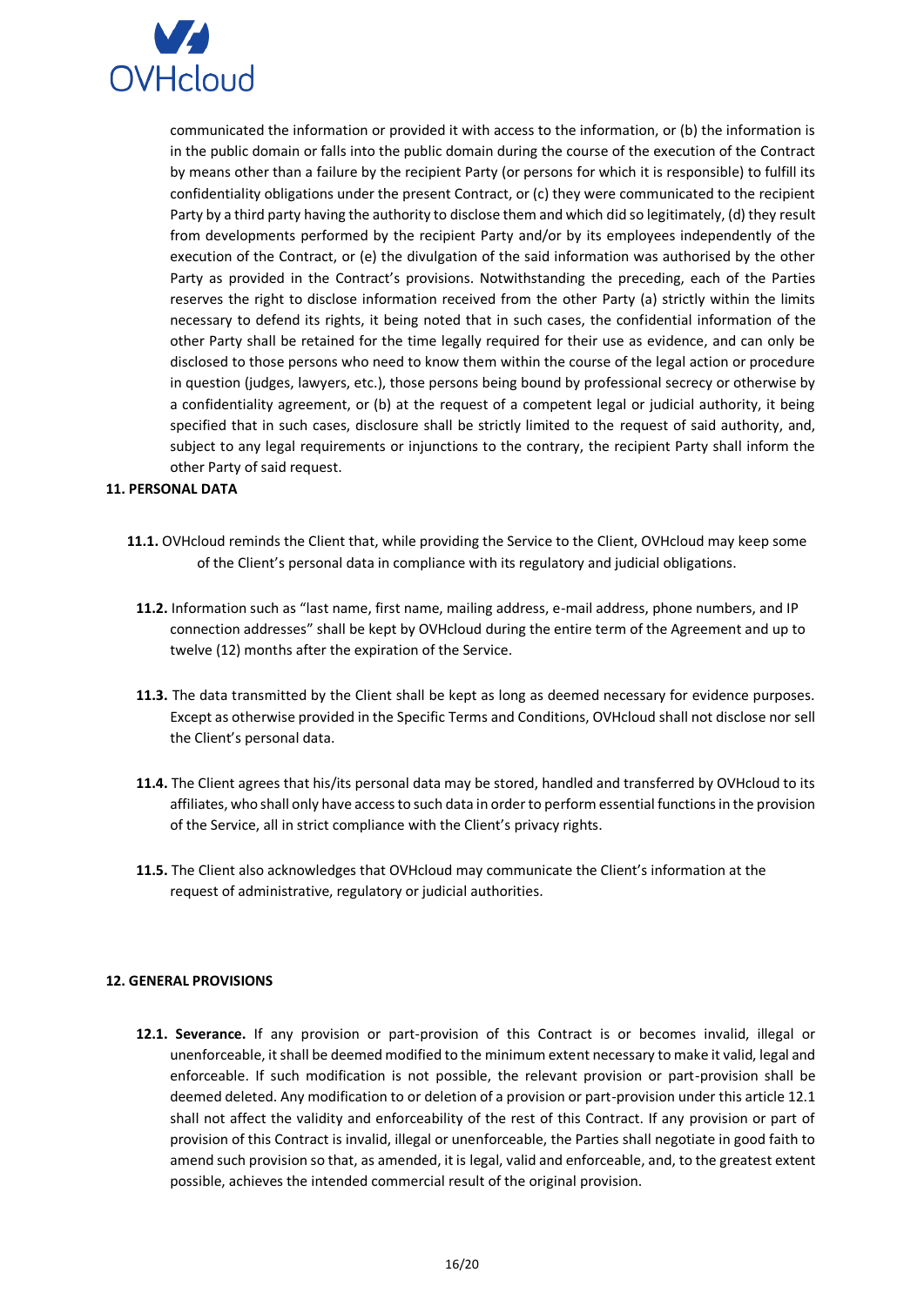communicated the information or provided it with access to the information, or (b) the information is in the public domain or falls into the public domain during the course of the execution of the Contract by means other than a failure by the recipient Party (or persons for which it is responsible) to fulfill its confidentiality obligations under the present Contract, or (c) they were communicated to the recipient Party by a third party having the authority to disclose them and which did so legitimately, (d) they result from developments performed by the recipient Party and/or by its employees independently of the execution of the Contract, or (e) the divulgation of the said information was authorised by the other Party as provided in the Contract's provisions. Notwithstanding the preceding, each of the Parties reserves the right to disclose information received from the other Party (a) strictly within the limits necessary to defend its rights, it being noted that in such cases, the confidential information of the other Party shall be retained for the time legally required for their use as evidence, and can only be disclosed to those persons who need to know them within the course of the legal action or procedure in question (judges, lawyers, etc.), those persons being bound by professional secrecy or otherwise by a confidentiality agreement, or (b) at the request of a competent legal or judicial authority, it being specified that in such cases, disclosure shall be strictly limited to the request of said authority, and, subject to any legal requirements or injunctions to the contrary, the recipient Party shall inform the other Party of said request.

**11. PERSONAL DATA**

**11.1.** OVHcloud reminds the Client that, while providing the Service to the Client, OVHcloud may keep some of the Client's personal data in compliance with its regulatory and judicial obligations.

**11.2.** Information such as "last name, first name, mailing address, e-mail address, phone numbers, and IP connection addresses" shall be kept by OVHcloud during the entire term of the Agreement and up to twelve (12) months after the expiration of the Service.

**11.3.** The data transmitted by the Client shall be kept as long as deemed necessary for evidence purposes. Except as otherwise provided in the Specific Terms and Conditions, OVHcloud shall not disclose nor sell the Client's personal data.

**11.4.** The Client agrees that his/its personal data may be stored, handled and transferred by OVHcloud to its affiliates, who shall only have access to such data in order to perform essential functions in the provision of the Service, all in strict compliance with the Client's privacy rights.

**11.5.** The Client also acknowledges that OVHcloud may communicate the Client's information at the request of administrative, regulatory or judicial authorities.

**12. GENERAL PROVISIONS**

**12.1. Severance.** If any provision or part-provision of this Contract is or becomes invalid, illegal or unenforceable, it shall be deemed modified to the minimum extent necessary to make it valid, legal and enforceable. If such modification is not possible, the relevant provision or part-provision shall be deemed deleted. Any modification to or deletion of a provision or part-provision under this article 12.1 shall not affect the validity and enforceability of the rest of this Contract. If any provision or part of provision of this Contract is invalid, illegal or unenforceable, the Parties shall negotiate in good faith to amend such provision so that, as amended, it is legal, valid and enforceable, and, to the greatest extent possible, achieves the intended commercial result of the original provision.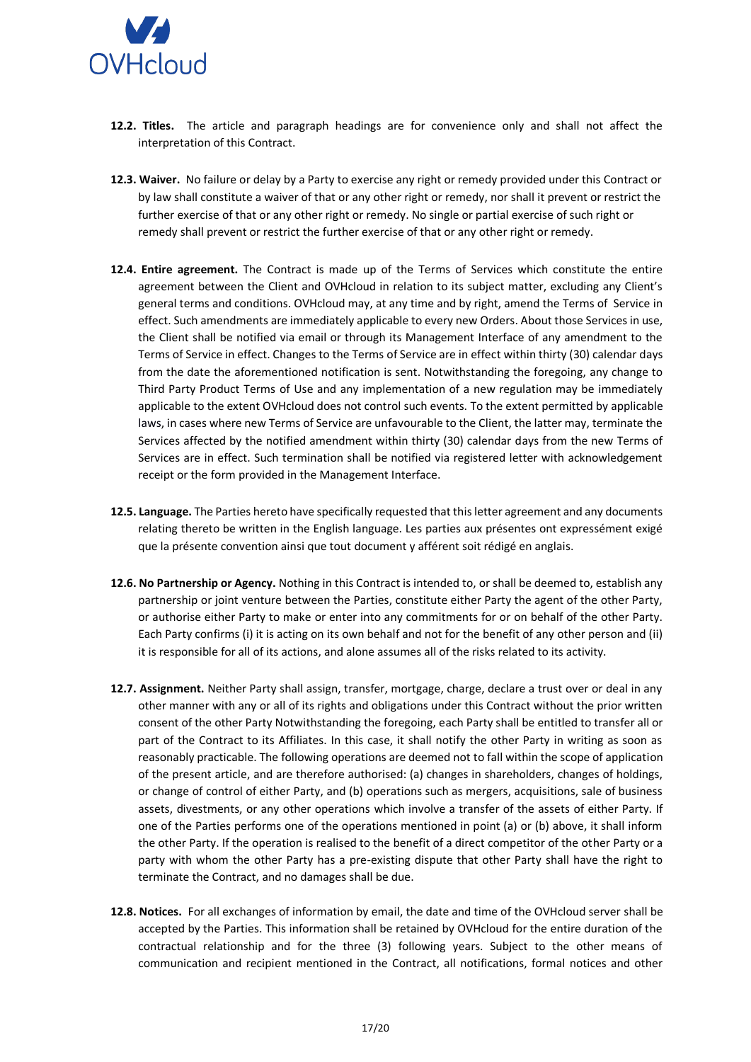**12.2. Titles.** The article and paragraph headings are for convenience only and shall not affect the interpretation of this Contract.

**12.3. Waiver.** No failure or delay by a Party to exercise any right or remedy provided under this Contract or by law shall constitute a waiver of that or any other right or remedy, nor shall it prevent or restrict the further exercise of that or any other right or remedy. No single or partial exercise of such right or remedy shall prevent or restrict the further exercise of that or any other right or remedy.

**12.4. Entire agreement.** The Contract is made up of the Terms of Services which constitute the entire agreement between the Client and OVHcloud in relation to its subject matter, excluding any Client's general terms and conditions. OVHcloud may, at any time and by right, amend the Terms of Service in effect. Such amendments are immediately applicable to every new Orders. About those Services in use, the Client shall be notified via email or through its Management Interface of any amendment to the Terms of Service in effect. Changes to the Terms of Service are in effect within thirty (30) calendar days from the date the aforementioned notification is sent. Notwithstanding the foregoing, any change to Third Party Product Terms of Use and any implementation of a new regulation may be immediately applicable to the extent OVHcloud does not control such events. To the extent permitted by applicable laws, in cases where new Terms of Service are unfavourable to the Client, the latter may, terminate the Services affected by the notified amendment within thirty (30) calendar days from the new Terms of Services are in effect. Such termination shall be notified via registered letter with acknowledgement receipt or the form provided in the Management Interface.

**12.5. Language.** The Parties hereto have specifically requested that this letter agreement and any documents relating thereto be written in the English language. Les parties aux présentes ont expressément exigé que la présente convention ainsi que tout document y afférent soit rédigé en anglais.

**12.6. No Partnership or Agency.** Nothing in this Contract is intended to, or shall be deemed to, establish any partnership or joint venture between the Parties, constitute either Party the agent of the other Party, or authorise either Party to make or enter into any commitments for or on behalf of the other Party. Each Party confirms (i) it is acting on its own behalf and not for the benefit of any other person and (ii) it is responsible for all of its actions, and alone assumes all of the risks related to its activity.

**12.7. Assignment.** Neither Party shall assign, transfer, mortgage, charge, declare a trust over or deal in any other manner with any or all of its rights and obligations under this Contract without the prior written consent of the other Party Notwithstanding the foregoing, each Party shall be entitled to transfer all or part of the Contract to its Affiliates. In this case, it shall notify the other Party in writing as soon as reasonably practicable. The following operations are deemed not to fall within the scope of application of the present article, and are therefore authorised: (a) changes in shareholders, changes of holdings, or change of control of either Party, and (b) operations such as mergers, acquisitions, sale of business assets, divestments, or any other operations which involve a transfer of the assets of either Party. If one of the Parties performs one of the operations mentioned in point (a) or (b) above, it shall inform the other Party. If the operation is realised to the benefit of a direct competitor of the other Party or a party with whom the other Party has a pre-existing dispute that other Party shall have the right to terminate the Contract, and no damages shall be due.

**12.8. Notices.** For all exchanges of information by email, the date and time of the OVHcloud server shall be accepted by the Parties. This information shall be retained by OVHcloud for the entire duration of the contractual relationship and for the three (3) following years. Subject to the other means of communication and recipient mentioned in the Contract, all notifications, formal notices and other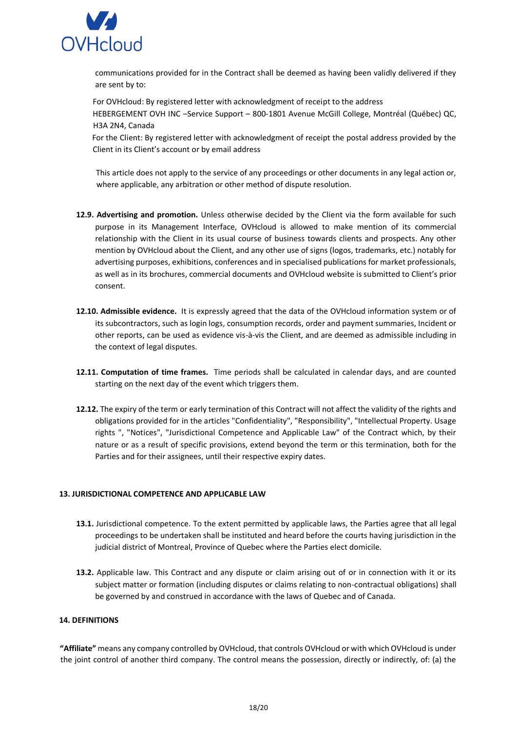communications provided for in the Contract shall be deemed as having been validly delivered if they are sent by to:

For OVHcloud: By registered letter with acknowledgment of receipt to the address HEBERGEMENT OVH INC –Service Support – 800-1801 Avenue McGill College, Montréal (Québec) QC, H3A 2N4, Canada

For the Client: By registered letter with acknowledgment of receipt the postal address provided by the Client in its Client's account or by email address

This article does not apply to the service of any proceedings or other documents in any legal action or, where applicable, any arbitration or other method of dispute resolution.

**12.9. Advertising and promotion.** Unless otherwise decided by the Client via the form available for such purpose in its Management Interface, OVHcloud is allowed to make mention of its commercial relationship with the Client in its usual course of business towards clients and prospects. Any other mention by OVHcloud about the Client, and any other use of signs (logos, trademarks, etc.) notably for advertising purposes, exhibitions, conferences and in specialised publications for market professionals, as well as in its brochures, commercial documents and OVHcloud website is submitted to Client's prior consent.

**12.10. Admissible evidence.** It is expressly agreed that the data of the OVHcloud information system or of its subcontractors, such as login logs, consumption records, order and payment summaries, Incident or other reports, can be used as evidence vis-à-vis the Client, and are deemed as admissible including in the context of legal disputes.

**12.11. Computation of time frames.** Time periods shall be calculated in calendar days, and are counted starting on the next day of the event which triggers them.

**12.12.** The expiry of the term or early termination of this Contract will not affect the validity of the rights and obligations provided for in the articles "Confidentiality", "Responsibility", "Intellectual Property. Usage rights ", "Notices", "Jurisdictional Competence and Applicable Law" of the Contract which, by their nature or as a result of specific provisions, extend beyond the term or this termination, both for the Parties and for their assignees, until their respective expiry dates.

## 13. JURISDICTIONAL COMPETENCE AND APPLICABLE LAW

**13.1.** Jurisdictional competence. To the extent permitted by applicable laws, the Parties agree that all legal proceedings to be undertaken shall be instituted and heard before the courts having jurisdiction in the judicial district of Montreal, Province of Quebec where the Parties elect domicile.

**13.2.** Applicable law. This Contract and any dispute or claim arising out of or in connection with it or its subject matter or formation (including disputes or claims relating to non-contractual obligations) shall be governed by and construed in accordance with the laws of Quebec and of Canada.

## 14. DEFINITIONS

**"Affiliate"** means any company controlled by OVHcloud, that controls OVHcloud or with which OVHcloud is under the joint control of another third company. The control means the possession, directly or indirectly, of: (a) the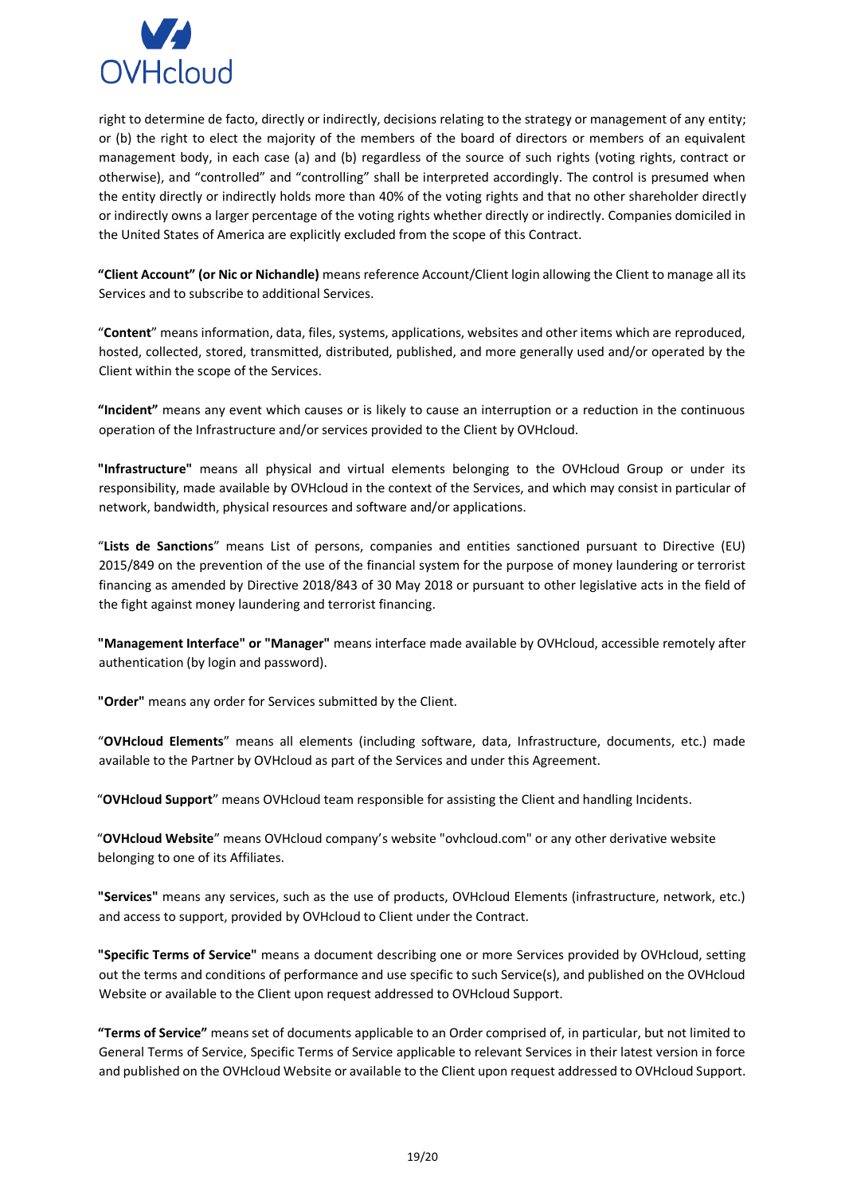right to determine de facto, directly or indirectly, decisions relating to the strategy or management of any entity; or (b) the right to elect the majority of the members of the board of directors or members of an equivalent management body, in each case (a) and (b) regardless of the source of such rights (voting rights, contract or otherwise), and "controlled" and "controlling" shall be interpreted accordingly. The control is presumed when the entity directly or indirectly holds more than 40% of the voting rights and that no other shareholder directly or indirectly owns a larger percentage of the voting rights whether directly or indirectly. Companies domiciled in the United States of America are explicitly excluded from the scope of this Contract.

**"Client Account" (or Nic or Nichandle)** means reference Account/Client login allowing the Client to manage all its Services and to subscribe to additional Services.

"**Content**" means information, data, files, systems, applications, websites and other items which are reproduced, hosted, collected, stored, transmitted, distributed, published, and more generally used and/or operated by the Client within the scope of the Services.

**"Incident"** means any event which causes or is likely to cause an interruption or a reduction in the continuous operation of the Infrastructure and/or services provided to the Client by OVHcloud.

**"Infrastructure"** means all physical and virtual elements belonging to the OVHcloud Group or under its responsibility, made available by OVHcloud in the context of the Services, and which may consist in particular of network, bandwidth, physical resources and software and/or applications.

"**Lists de Sanctions**" means List of persons, companies and entities sanctioned pursuant to Directive (EU) 2015/849 on the prevention of the use of the financial system for the purpose of money laundering or terrorist financing as amended by Directive 2018/843 of 30 May 2018 or pursuant to other legislative acts in the field of the fight against money laundering and terrorist financing.

**"Management Interface" or "Manager"** means interface made available by OVHcloud, accessible remotely after authentication (by login and password).

**"Order"** means any order for Services submitted by the Client.

"**OVHcloud Elements**" means all elements (including software, data, Infrastructure, documents, etc.) made available to the Partner by OVHcloud as part of the Services and under this Agreement.

"**OVHcloud Support**" means OVHcloud team responsible for assisting the Client and handling Incidents.

"**OVHcloud Website**" means OVHcloud company's website "ovhcloud.com" or any other derivative website belonging to one of its Affiliates.

**"Services"** means any services, such as the use of products, OVHcloud Elements (infrastructure, network, etc.) and access to support, provided by OVHcloud to Client under the Contract.

**"Specific Terms of Service"** means a document describing one or more Services provided by OVHcloud, setting out the terms and conditions of performance and use specific to such Service(s), and published on the OVHcloud Website or available to the Client upon request addressed to OVHcloud Support.

**"Terms of Service"** means set of documents applicable to an Order comprised of, in particular, but not limited to General Terms of Service, Specific Terms of Service applicable to relevant Services in their latest version in force and published on the OVHcloud Website or available to the Client upon request addressed to OVHcloud Support.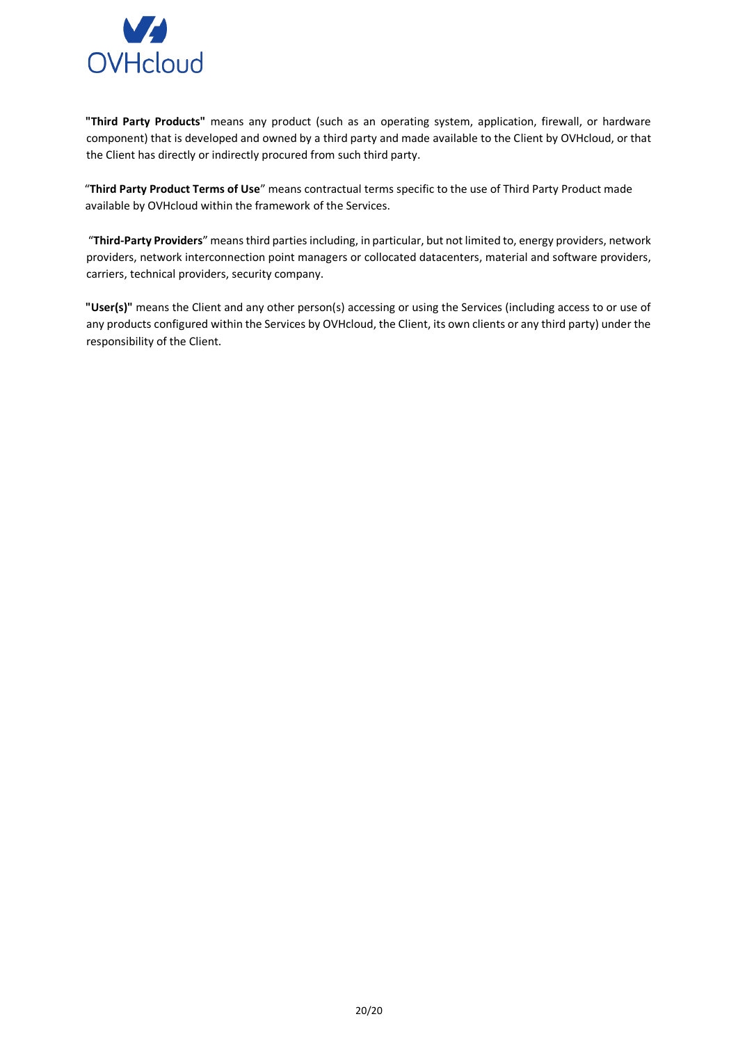**"Third Party Products"** means any product (such as an operating system, application, firewall, or hardware component) that is developed and owned by a third party and made available to the Client by OVHcloud, or that the Client has directly or indirectly procured from such third party.

"**Third Party Product Terms of Use**" means contractual terms specific to the use of Third Party Product made available by OVHcloud within the framework of the Services.

"**Third-Party Providers**" means third parties including, in particular, but not limited to, energy providers, network providers, network interconnection point managers or collocated datacenters, material and software providers, carriers, technical providers, security company.

**"User(s)"** means the Client and any other person(s) accessing or using the Services (including access to or use of any products configured within the Services by OVHcloud, the Client, its own clients or any third party) under the responsibility of the Client.